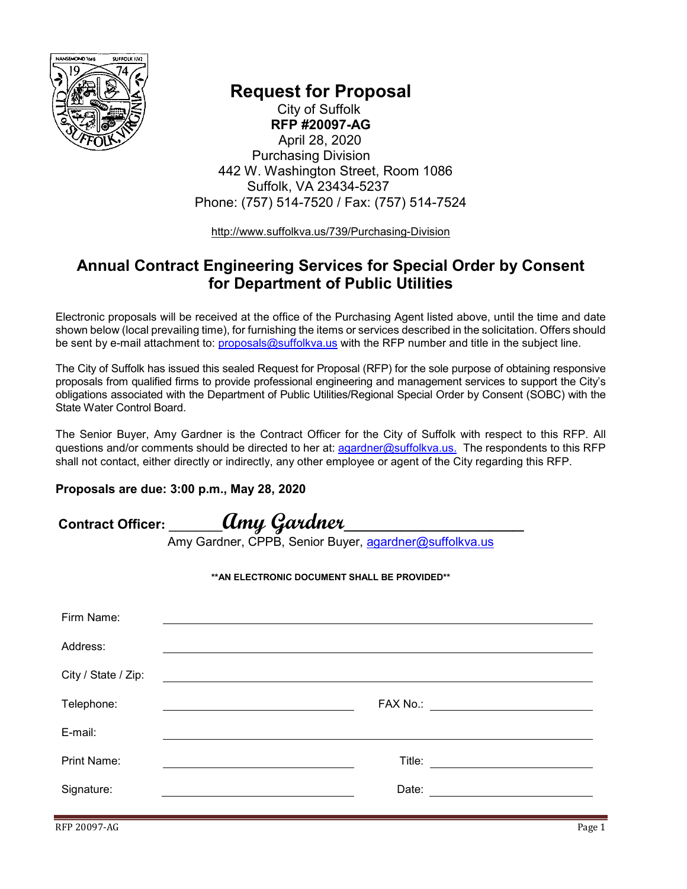# Request for Proposal

City of Suffolk
**RFP #20097-AG**
April 28, 2020
Purchasing Division
442 W. Washington Street, Room 1086
Suffolk, VA 23434-5237
Phone: (757) 514-7520 / Fax: (757) 514-7524

http://www.suffolkva.us/739/Purchasing-Division

## Annual Contract Engineering Services for Special Order by Consent for Department of Public Utilities

Electronic proposals will be received at the office of the Purchasing Agent listed above, until the time and date shown below (local prevailing time), for furnishing the items or services described in the solicitation. Offers should be sent by e-mail attachment to: proposals@suffolkva.us with the RFP number and title in the subject line.

The City of Suffolk has issued this sealed Request for Proposal (RFP) for the sole purpose of obtaining responsive proposals from qualified firms to provide professional engineering and management services to support the City's obligations associated with the Department of Public Utilities/Regional Special Order by Consent (SOBC) with the State Water Control Board.

The Senior Buyer, Amy Gardner is the Contract Officer for the City of Suffolk with respect to this RFP. All questions and/or comments should be directed to her at: agardner@suffolkva.us. The respondents to this RFP shall not contact, either directly or indirectly, any other employee or agent of the City regarding this RFP.

**Proposals are due: 3:00 p.m., May 28, 2020**

**Contract Officer:** ______*Amy Gardner*______
Amy Gardner, CPPB, Senior Buyer, agardner@suffolkva.us

**\*\*AN ELECTRONIC DOCUMENT SHALL BE PROVIDED\*\***

Firm Name: ______________________________

Address: ______________________________

City / State / Zip: ______________________________

Telephone: ______________________ FAX No.: ______________________

E-mail: ______________________________

Print Name: ______________________ Title: ______________________

Signature: ______________________ Date: ______________________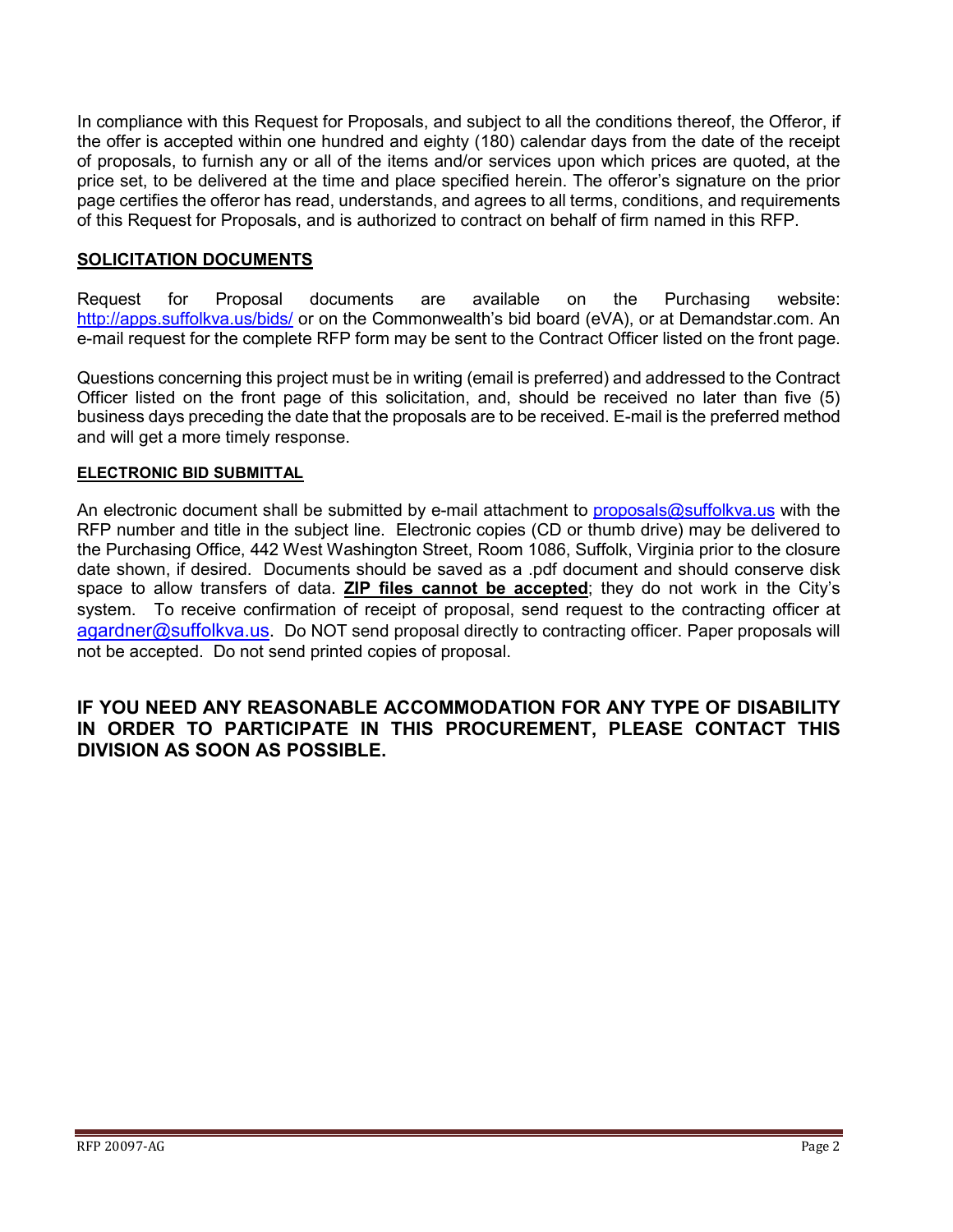In compliance with this Request for Proposals, and subject to all the conditions thereof, the Offeror, if the offer is accepted within one hundred and eighty (180) calendar days from the date of the receipt of proposals, to furnish any or all of the items and/or services upon which prices are quoted, at the price set, to be delivered at the time and place specified herein. The offeror's signature on the prior page certifies the offeror has read, understands, and agrees to all terms, conditions, and requirements of this Request for Proposals, and is authorized to contract on behalf of firm named in this RFP.

## SOLICITATION DOCUMENTS

Request for Proposal documents are available on the Purchasing website: http://apps.suffolkva.us/bids/ or on the Commonwealth's bid board (eVA), or at Demandstar.com. An e-mail request for the complete RFP form may be sent to the Contract Officer listed on the front page.

Questions concerning this project must be in writing (email is preferred) and addressed to the Contract Officer listed on the front page of this solicitation, and, should be received no later than five (5) business days preceding the date that the proposals are to be received. E-mail is the preferred method and will get a more timely response.

### ELECTRONIC BID SUBMITTAL

An electronic document shall be submitted by e-mail attachment to proposals@suffolkva.us with the RFP number and title in the subject line. Electronic copies (CD or thumb drive) may be delivered to the Purchasing Office, 442 West Washington Street, Room 1086, Suffolk, Virginia prior to the closure date shown, if desired. Documents should be saved as a .pdf document and should conserve disk space to allow transfers of data. **ZIP files cannot be accepted**; they do not work in the City's system. To receive confirmation of receipt of proposal, send request to the contracting officer at agardner@suffolkva.us. Do NOT send proposal directly to contracting officer. Paper proposals will not be accepted. Do not send printed copies of proposal.

**IF YOU NEED ANY REASONABLE ACCOMMODATION FOR ANY TYPE OF DISABILITY IN ORDER TO PARTICIPATE IN THIS PROCUREMENT, PLEASE CONTACT THIS DIVISION AS SOON AS POSSIBLE.**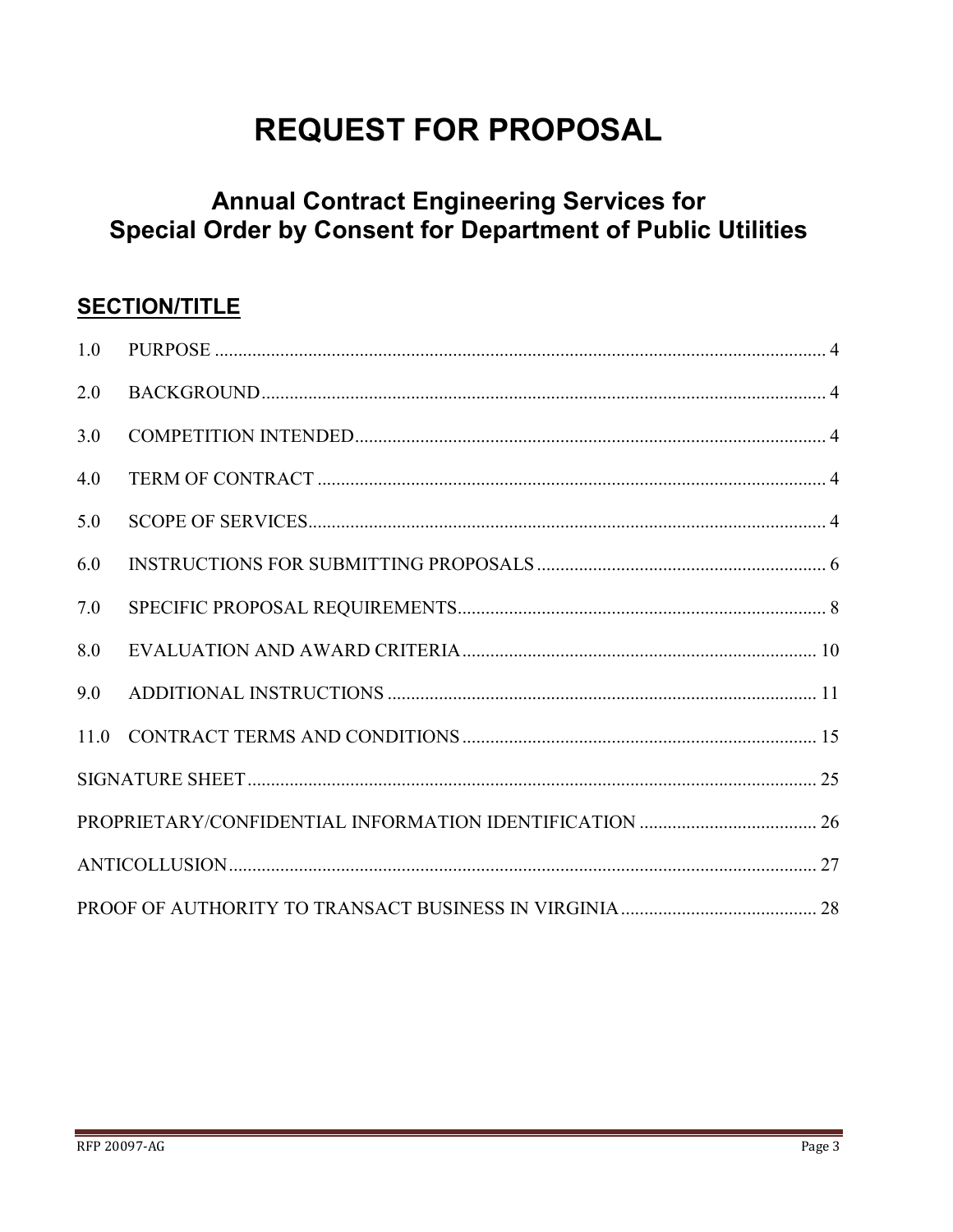# REQUEST FOR PROPOSAL

## Annual Contract Engineering Services for Special Order by Consent for Department of Public Utilities

### SECTION/TITLE

1.0 PURPOSE ... 4

2.0 BACKGROUND ... 4

3.0 COMPETITION INTENDED ... 4

4.0 TERM OF CONTRACT ... 4

5.0 SCOPE OF SERVICES ... 4

6.0 INSTRUCTIONS FOR SUBMITTING PROPOSALS ... 6

7.0 SPECIFIC PROPOSAL REQUIREMENTS ... 8

8.0 EVALUATION AND AWARD CRITERIA ... 10

9.0 ADDITIONAL INSTRUCTIONS ... 11

11.0 CONTRACT TERMS AND CONDITIONS ... 15

SIGNATURE SHEET ... 25

PROPRIETARY/CONFIDENTIAL INFORMATION IDENTIFICATION ... 26

ANTICOLLUSION ... 27

PROOF OF AUTHORITY TO TRANSACT BUSINESS IN VIRGINIA ... 28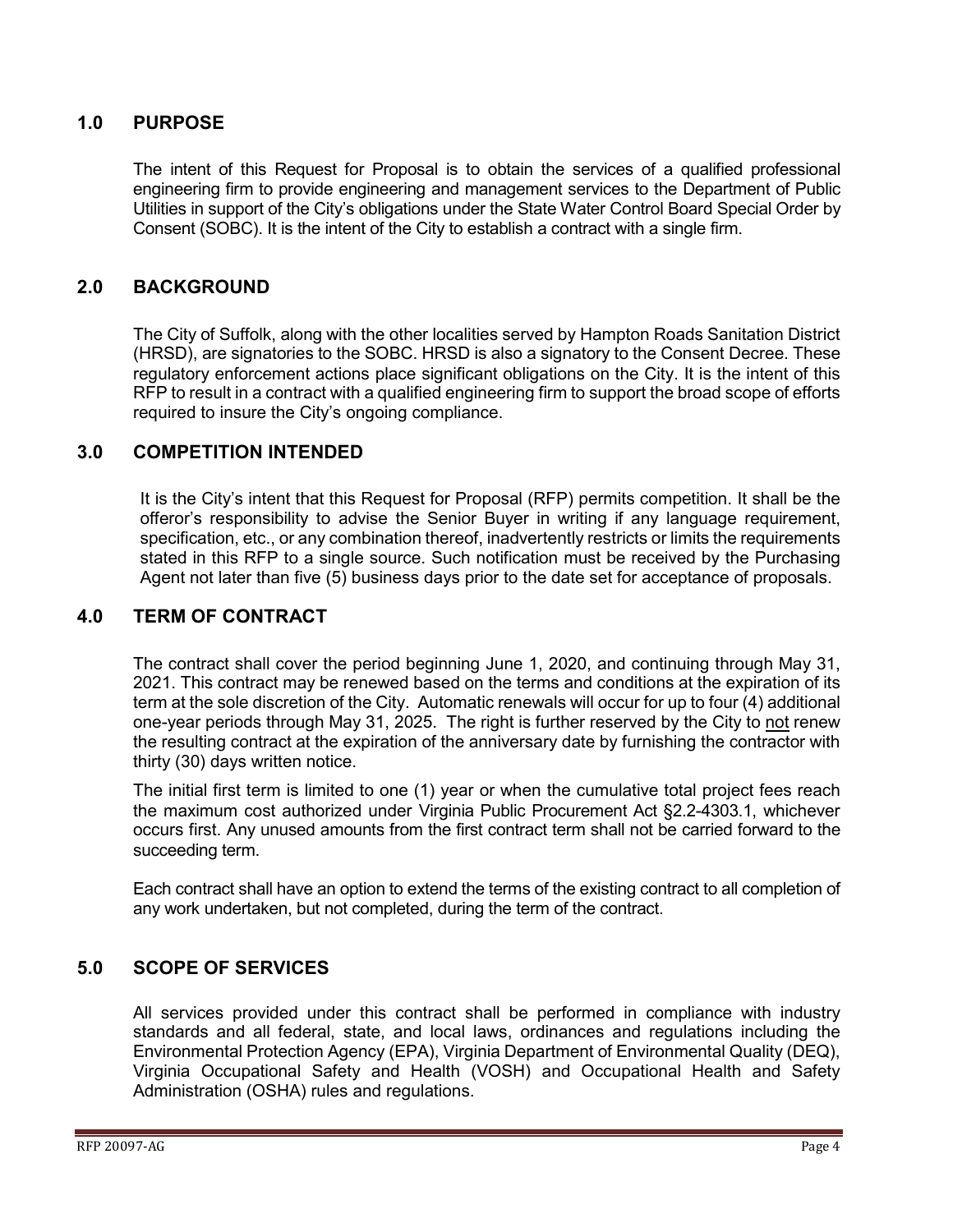## 1.0 PURPOSE

The intent of this Request for Proposal is to obtain the services of a qualified professional engineering firm to provide engineering and management services to the Department of Public Utilities in support of the City's obligations under the State Water Control Board Special Order by Consent (SOBC). It is the intent of the City to establish a contract with a single firm.

## 2.0 BACKGROUND

The City of Suffolk, along with the other localities served by Hampton Roads Sanitation District (HRSD), are signatories to the SOBC. HRSD is also a signatory to the Consent Decree. These regulatory enforcement actions place significant obligations on the City. It is the intent of this RFP to result in a contract with a qualified engineering firm to support the broad scope of efforts required to insure the City's ongoing compliance.

## 3.0 COMPETITION INTENDED

It is the City's intent that this Request for Proposal (RFP) permits competition. It shall be the offeror's responsibility to advise the Senior Buyer in writing if any language requirement, specification, etc., or any combination thereof, inadvertently restricts or limits the requirements stated in this RFP to a single source. Such notification must be received by the Purchasing Agent not later than five (5) business days prior to the date set for acceptance of proposals.

## 4.0 TERM OF CONTRACT

The contract shall cover the period beginning June 1, 2020, and continuing through May 31, 2021. This contract may be renewed based on the terms and conditions at the expiration of its term at the sole discretion of the City. Automatic renewals will occur for up to four (4) additional one-year periods through May 31, 2025. The right is further reserved by the City to <u>not</u> renew the resulting contract at the expiration of the anniversary date by furnishing the contractor with thirty (30) days written notice.

The initial first term is limited to one (1) year or when the cumulative total project fees reach the maximum cost authorized under Virginia Public Procurement Act §2.2-4303.1, whichever occurs first. Any unused amounts from the first contract term shall not be carried forward to the succeeding term.

Each contract shall have an option to extend the terms of the existing contract to all completion of any work undertaken, but not completed, during the term of the contract.

## 5.0 SCOPE OF SERVICES

All services provided under this contract shall be performed in compliance with industry standards and all federal, state, and local laws, ordinances and regulations including the Environmental Protection Agency (EPA), Virginia Department of Environmental Quality (DEQ), Virginia Occupational Safety and Health (VOSH) and Occupational Health and Safety Administration (OSHA) rules and regulations.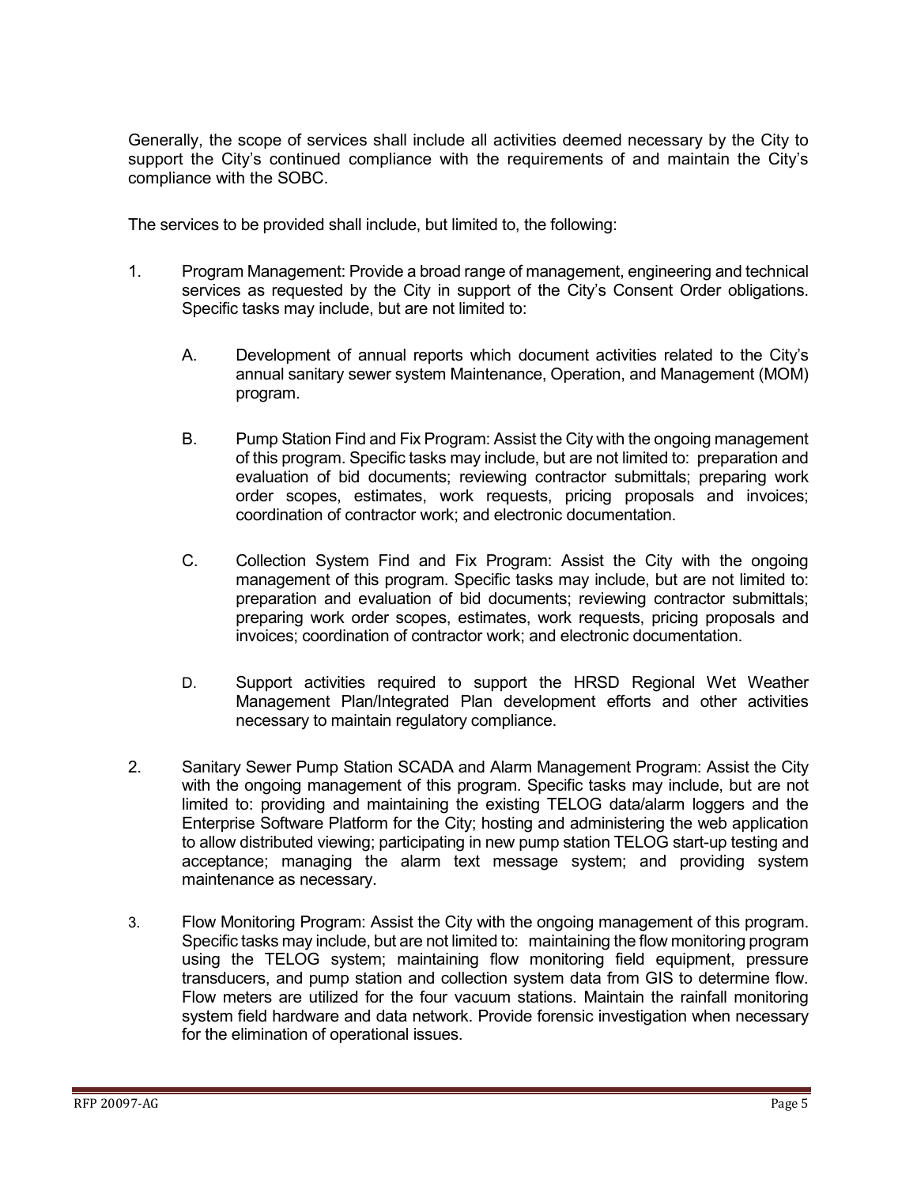Generally, the scope of services shall include all activities deemed necessary by the City to support the City's continued compliance with the requirements of and maintain the City's compliance with the SOBC.

The services to be provided shall include, but limited to, the following:

1. Program Management: Provide a broad range of management, engineering and technical services as requested by the City in support of the City's Consent Order obligations. Specific tasks may include, but are not limited to:

    A. Development of annual reports which document activities related to the City's annual sanitary sewer system Maintenance, Operation, and Management (MOM) program.

    B. Pump Station Find and Fix Program: Assist the City with the ongoing management of this program. Specific tasks may include, but are not limited to: preparation and evaluation of bid documents; reviewing contractor submittals; preparing work order scopes, estimates, work requests, pricing proposals and invoices; coordination of contractor work; and electronic documentation.

    C. Collection System Find and Fix Program: Assist the City with the ongoing management of this program. Specific tasks may include, but are not limited to: preparation and evaluation of bid documents; reviewing contractor submittals; preparing work order scopes, estimates, work requests, pricing proposals and invoices; coordination of contractor work; and electronic documentation.

    D. Support activities required to support the HRSD Regional Wet Weather Management Plan/Integrated Plan development efforts and other activities necessary to maintain regulatory compliance.

2. Sanitary Sewer Pump Station SCADA and Alarm Management Program: Assist the City with the ongoing management of this program. Specific tasks may include, but are not limited to: providing and maintaining the existing TELOG data/alarm loggers and the Enterprise Software Platform for the City; hosting and administering the web application to allow distributed viewing; participating in new pump station TELOG start-up testing and acceptance; managing the alarm text message system; and providing system maintenance as necessary.

3. Flow Monitoring Program: Assist the City with the ongoing management of this program. Specific tasks may include, but are not limited to: maintaining the flow monitoring program using the TELOG system; maintaining flow monitoring field equipment, pressure transducers, and pump station and collection system data from GIS to determine flow. Flow meters are utilized for the four vacuum stations. Maintain the rainfall monitoring system field hardware and data network. Provide forensic investigation when necessary for the elimination of operational issues.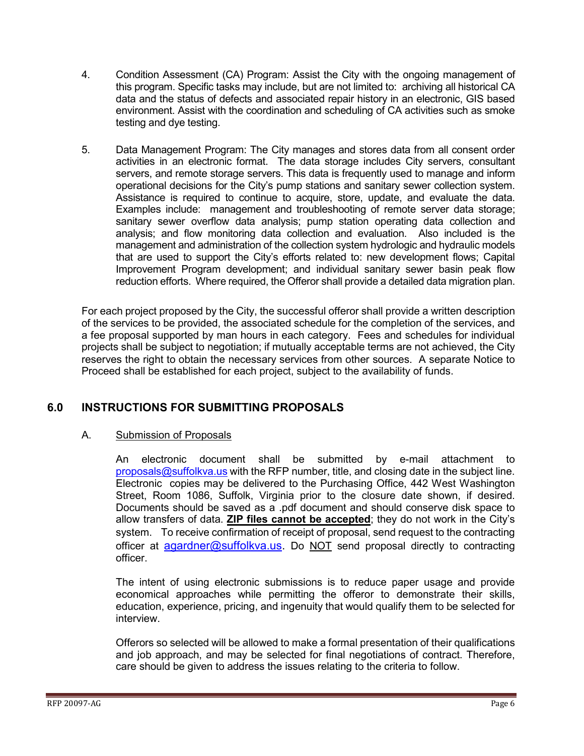4. Condition Assessment (CA) Program: Assist the City with the ongoing management of this program. Specific tasks may include, but are not limited to: archiving all historical CA data and the status of defects and associated repair history in an electronic, GIS based environment. Assist with the coordination and scheduling of CA activities such as smoke testing and dye testing.

5. Data Management Program: The City manages and stores data from all consent order activities in an electronic format. The data storage includes City servers, consultant servers, and remote storage servers. This data is frequently used to manage and inform operational decisions for the City's pump stations and sanitary sewer collection system. Assistance is required to continue to acquire, store, update, and evaluate the data. Examples include: management and troubleshooting of remote server data storage; sanitary sewer overflow data analysis; pump station operating data collection and analysis; and flow monitoring data collection and evaluation. Also included is the management and administration of the collection system hydrologic and hydraulic models that are used to support the City's efforts related to: new development flows; Capital Improvement Program development; and individual sanitary sewer basin peak flow reduction efforts. Where required, the Offeror shall provide a detailed data migration plan.

For each project proposed by the City, the successful offeror shall provide a written description of the services to be provided, the associated schedule for the completion of the services, and a fee proposal supported by man hours in each category. Fees and schedules for individual projects shall be subject to negotiation; if mutually acceptable terms are not achieved, the City reserves the right to obtain the necessary services from other sources. A separate Notice to Proceed shall be established for each project, subject to the availability of funds.

## 6.0 INSTRUCTIONS FOR SUBMITTING PROPOSALS

### A. Submission of Proposals

An electronic document shall be submitted by e-mail attachment to proposals@suffolkva.us with the RFP number, title, and closing date in the subject line. Electronic copies may be delivered to the Purchasing Office, 442 West Washington Street, Room 1086, Suffolk, Virginia prior to the closure date shown, if desired. Documents should be saved as a .pdf document and should conserve disk space to allow transfers of data. **ZIP files cannot be accepted**; they do not work in the City's system. To receive confirmation of receipt of proposal, send request to the contracting officer at agardner@suffolkva.us. Do NOT send proposal directly to contracting officer.

The intent of using electronic submissions is to reduce paper usage and provide economical approaches while permitting the offeror to demonstrate their skills, education, experience, pricing, and ingenuity that would qualify them to be selected for interview.

Offerors so selected will be allowed to make a formal presentation of their qualifications and job approach, and may be selected for final negotiations of contract. Therefore, care should be given to address the issues relating to the criteria to follow.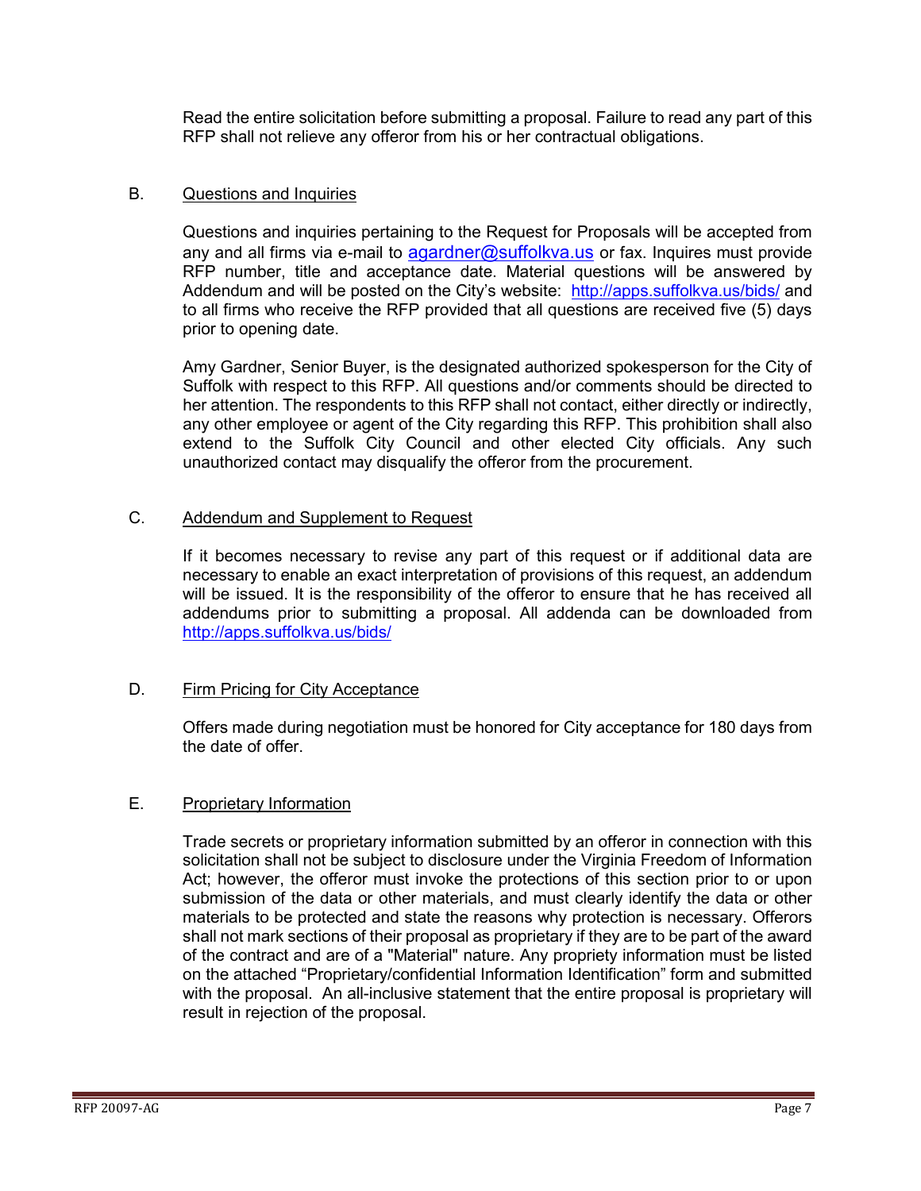Read the entire solicitation before submitting a proposal. Failure to read any part of this RFP shall not relieve any offeror from his or her contractual obligations.

B. Questions and Inquiries

Questions and inquiries pertaining to the Request for Proposals will be accepted from any and all firms via e-mail to agardner@suffolkva.us or fax. Inquires must provide RFP number, title and acceptance date. Material questions will be answered by Addendum and will be posted on the City's website: http://apps.suffolkva.us/bids/ and to all firms who receive the RFP provided that all questions are received five (5) days prior to opening date.

Amy Gardner, Senior Buyer, is the designated authorized spokesperson for the City of Suffolk with respect to this RFP. All questions and/or comments should be directed to her attention. The respondents to this RFP shall not contact, either directly or indirectly, any other employee or agent of the City regarding this RFP. This prohibition shall also extend to the Suffolk City Council and other elected City officials. Any such unauthorized contact may disqualify the offeror from the procurement.

C. Addendum and Supplement to Request

If it becomes necessary to revise any part of this request or if additional data are necessary to enable an exact interpretation of provisions of this request, an addendum will be issued. It is the responsibility of the offeror to ensure that he has received all addendums prior to submitting a proposal. All addenda can be downloaded from http://apps.suffolkva.us/bids/

D. Firm Pricing for City Acceptance

Offers made during negotiation must be honored for City acceptance for 180 days from the date of offer.

E. Proprietary Information

Trade secrets or proprietary information submitted by an offeror in connection with this solicitation shall not be subject to disclosure under the Virginia Freedom of Information Act; however, the offeror must invoke the protections of this section prior to or upon submission of the data or other materials, and must clearly identify the data or other materials to be protected and state the reasons why protection is necessary. Offerors shall not mark sections of their proposal as proprietary if they are to be part of the award of the contract and are of a "Material" nature. Any propriety information must be listed on the attached "Proprietary/confidential Information Identification" form and submitted with the proposal. An all-inclusive statement that the entire proposal is proprietary will result in rejection of the proposal.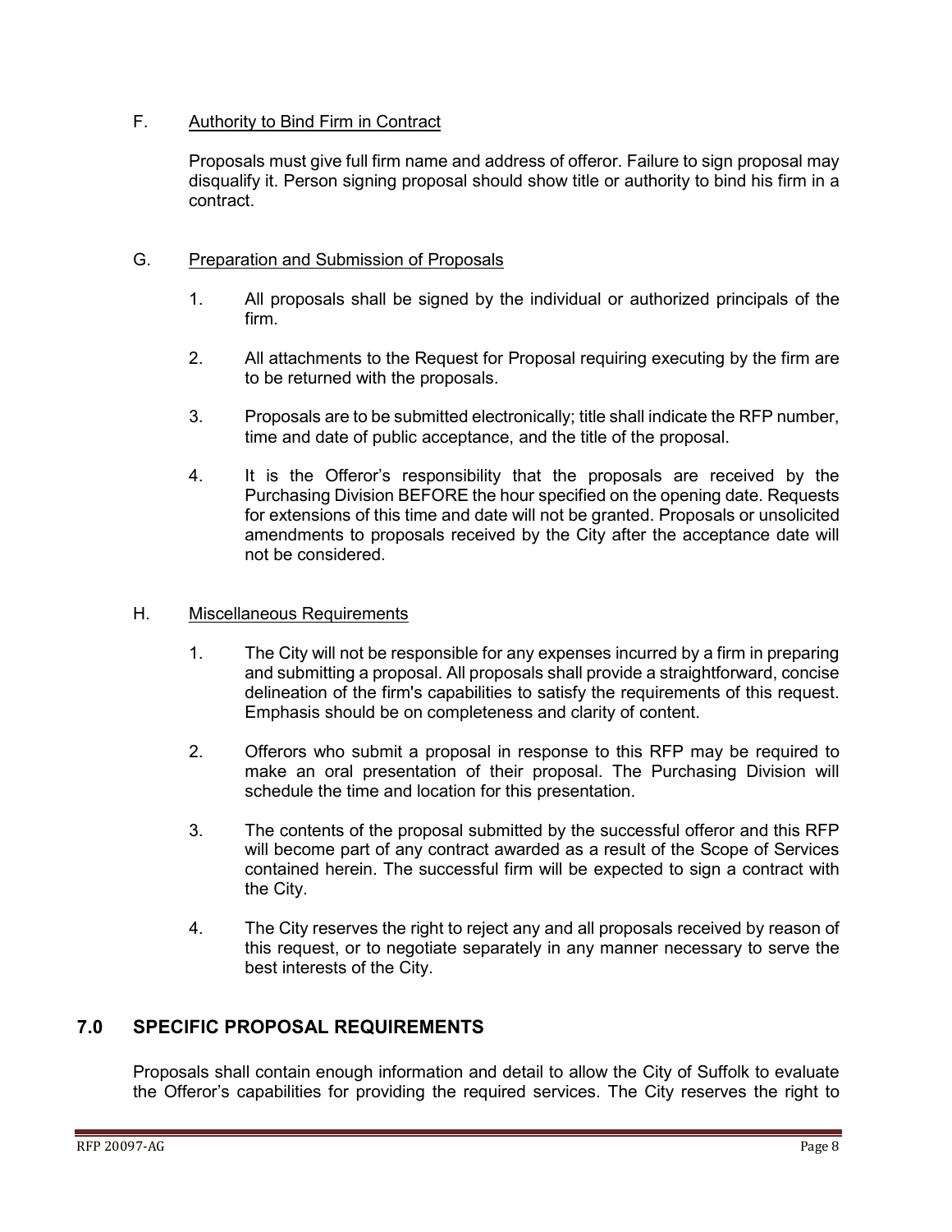F. Authority to Bind Firm in Contract

Proposals must give full firm name and address of offeror. Failure to sign proposal may disqualify it. Person signing proposal should show title or authority to bind his firm in a contract.

G. Preparation and Submission of Proposals

1. All proposals shall be signed by the individual or authorized principals of the firm.

2. All attachments to the Request for Proposal requiring executing by the firm are to be returned with the proposals.

3. Proposals are to be submitted electronically; title shall indicate the RFP number, time and date of public acceptance, and the title of the proposal.

4. It is the Offeror's responsibility that the proposals are received by the Purchasing Division BEFORE the hour specified on the opening date. Requests for extensions of this time and date will not be granted. Proposals or unsolicited amendments to proposals received by the City after the acceptance date will not be considered.

H. Miscellaneous Requirements

1. The City will not be responsible for any expenses incurred by a firm in preparing and submitting a proposal. All proposals shall provide a straightforward, concise delineation of the firm's capabilities to satisfy the requirements of this request. Emphasis should be on completeness and clarity of content.

2. Offerors who submit a proposal in response to this RFP may be required to make an oral presentation of their proposal. The Purchasing Division will schedule the time and location for this presentation.

3. The contents of the proposal submitted by the successful offeror and this RFP will become part of any contract awarded as a result of the Scope of Services contained herein. The successful firm will be expected to sign a contract with the City.

4. The City reserves the right to reject any and all proposals received by reason of this request, or to negotiate separately in any manner necessary to serve the best interests of the City.

## 7.0 SPECIFIC PROPOSAL REQUIREMENTS

Proposals shall contain enough information and detail to allow the City of Suffolk to evaluate the Offeror's capabilities for providing the required services. The City reserves the right to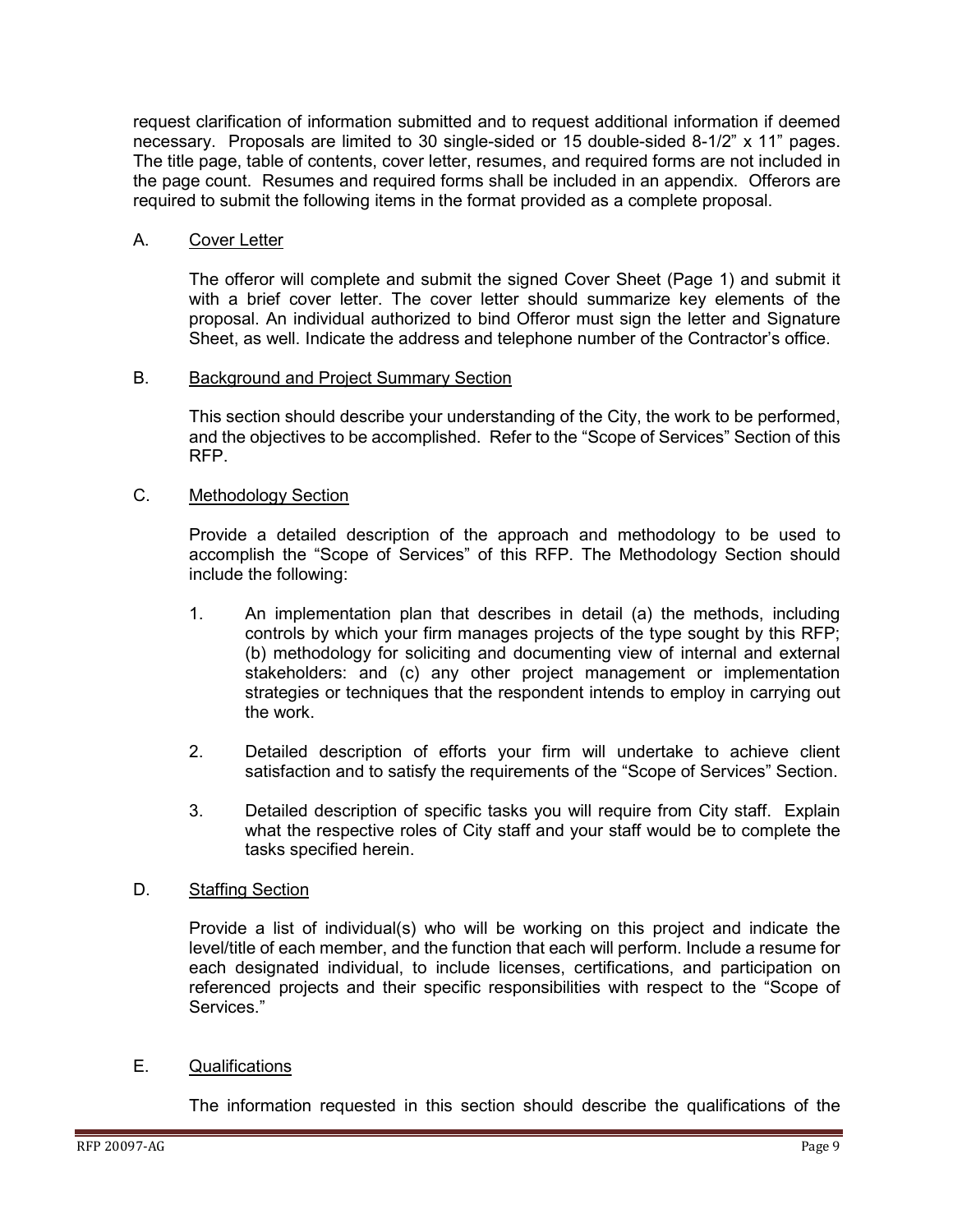request clarification of information submitted and to request additional information if deemed necessary. Proposals are limited to 30 single-sided or 15 double-sided 8-1/2" x 11" pages. The title page, table of contents, cover letter, resumes, and required forms are not included in the page count. Resumes and required forms shall be included in an appendix. Offerors are required to submit the following items in the format provided as a complete proposal.

A. Cover Letter

The offeror will complete and submit the signed Cover Sheet (Page 1) and submit it with a brief cover letter. The cover letter should summarize key elements of the proposal. An individual authorized to bind Offeror must sign the letter and Signature Sheet, as well. Indicate the address and telephone number of the Contractor's office.

B. Background and Project Summary Section

This section should describe your understanding of the City, the work to be performed, and the objectives to be accomplished. Refer to the "Scope of Services" Section of this RFP.

C. Methodology Section

Provide a detailed description of the approach and methodology to be used to accomplish the "Scope of Services" of this RFP. The Methodology Section should include the following:

1. An implementation plan that describes in detail (a) the methods, including controls by which your firm manages projects of the type sought by this RFP; (b) methodology for soliciting and documenting view of internal and external stakeholders: and (c) any other project management or implementation strategies or techniques that the respondent intends to employ in carrying out the work.

2. Detailed description of efforts your firm will undertake to achieve client satisfaction and to satisfy the requirements of the "Scope of Services" Section.

3. Detailed description of specific tasks you will require from City staff. Explain what the respective roles of City staff and your staff would be to complete the tasks specified herein.

D. Staffing Section

Provide a list of individual(s) who will be working on this project and indicate the level/title of each member, and the function that each will perform. Include a resume for each designated individual, to include licenses, certifications, and participation on referenced projects and their specific responsibilities with respect to the "Scope of Services."

E. Qualifications

The information requested in this section should describe the qualifications of the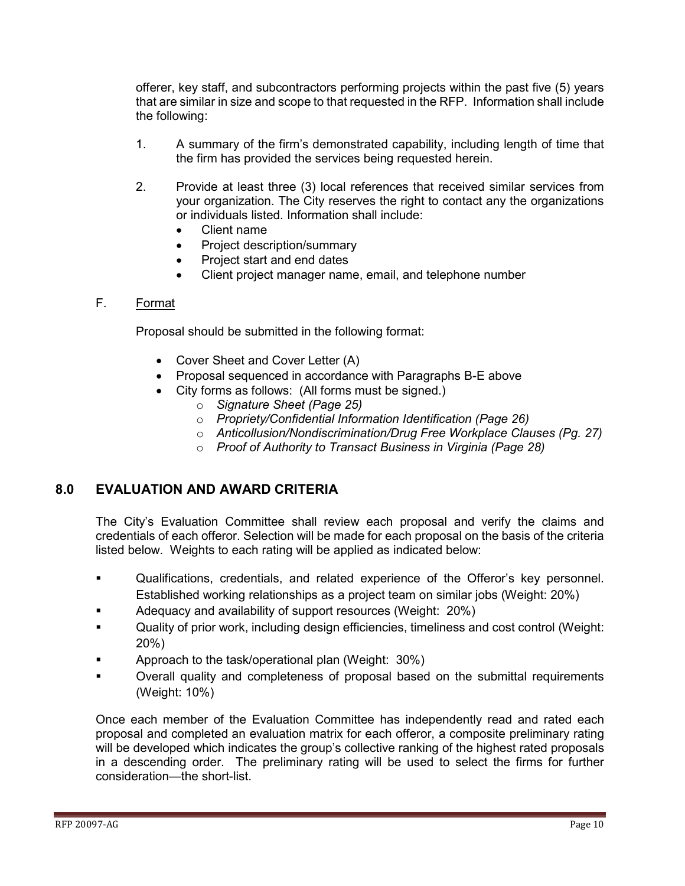offerer, key staff, and subcontractors performing projects within the past five (5) years that are similar in size and scope to that requested in the RFP. Information shall include the following:

1. A summary of the firm's demonstrated capability, including length of time that the firm has provided the services being requested herein.

2. Provide at least three (3) local references that received similar services from your organization. The City reserves the right to contact any the organizations or individuals listed. Information shall include:
   - Client name
   - Project description/summary
   - Project start and end dates
   - Client project manager name, email, and telephone number

F. <u>Format</u>

Proposal should be submitted in the following format:

- Cover Sheet and Cover Letter (A)
- Proposal sequenced in accordance with Paragraphs B-E above
- City forms as follows: (All forms must be signed.)
  - *Signature Sheet (Page 25)*
  - *Propriety/Confidential Information Identification (Page 26)*
  - *Anticollusion/Nondiscrimination/Drug Free Workplace Clauses (Pg. 27)*
  - *Proof of Authority to Transact Business in Virginia (Page 28)*

## 8.0 EVALUATION AND AWARD CRITERIA

The City's Evaluation Committee shall review each proposal and verify the claims and credentials of each offeror. Selection will be made for each proposal on the basis of the criteria listed below. Weights to each rating will be applied as indicated below:

- Qualifications, credentials, and related experience of the Offeror's key personnel. Established working relationships as a project team on similar jobs (Weight: 20%)
- Adequacy and availability of support resources (Weight: 20%)
- Quality of prior work, including design efficiencies, timeliness and cost control (Weight: 20%)
- Approach to the task/operational plan (Weight: 30%)
- Overall quality and completeness of proposal based on the submittal requirements (Weight: 10%)

Once each member of the Evaluation Committee has independently read and rated each proposal and completed an evaluation matrix for each offeror, a composite preliminary rating will be developed which indicates the group's collective ranking of the highest rated proposals in a descending order. The preliminary rating will be used to select the firms for further consideration—the short-list.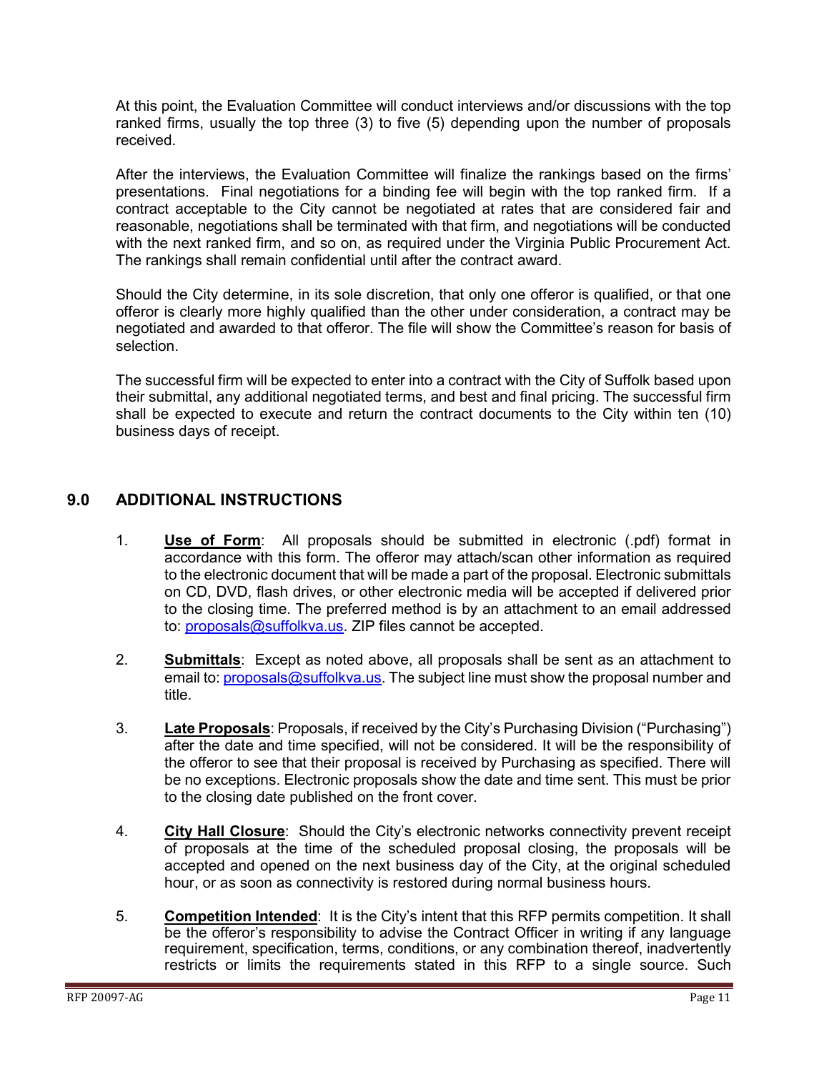At this point, the Evaluation Committee will conduct interviews and/or discussions with the top ranked firms, usually the top three (3) to five (5) depending upon the number of proposals received.

After the interviews, the Evaluation Committee will finalize the rankings based on the firms' presentations. Final negotiations for a binding fee will begin with the top ranked firm. If a contract acceptable to the City cannot be negotiated at rates that are considered fair and reasonable, negotiations shall be terminated with that firm, and negotiations will be conducted with the next ranked firm, and so on, as required under the Virginia Public Procurement Act. The rankings shall remain confidential until after the contract award.

Should the City determine, in its sole discretion, that only one offeror is qualified, or that one offeror is clearly more highly qualified than the other under consideration, a contract may be negotiated and awarded to that offeror. The file will show the Committee's reason for basis of selection.

The successful firm will be expected to enter into a contract with the City of Suffolk based upon their submittal, any additional negotiated terms, and best and final pricing. The successful firm shall be expected to execute and return the contract documents to the City within ten (10) business days of receipt.

## 9.0 ADDITIONAL INSTRUCTIONS

1. **Use of Form**: All proposals should be submitted in electronic (.pdf) format in accordance with this form. The offeror may attach/scan other information as required to the electronic document that will be made a part of the proposal. Electronic submittals on CD, DVD, flash drives, or other electronic media will be accepted if delivered prior to the closing time. The preferred method is by an attachment to an email addressed to: proposals@suffolkva.us. ZIP files cannot be accepted.

2. **Submittals**: Except as noted above, all proposals shall be sent as an attachment to email to: proposals@suffolkva.us. The subject line must show the proposal number and title.

3. **Late Proposals**: Proposals, if received by the City's Purchasing Division ("Purchasing") after the date and time specified, will not be considered. It will be the responsibility of the offeror to see that their proposal is received by Purchasing as specified. There will be no exceptions. Electronic proposals show the date and time sent. This must be prior to the closing date published on the front cover.

4. **City Hall Closure**: Should the City's electronic networks connectivity prevent receipt of proposals at the time of the scheduled proposal closing, the proposals will be accepted and opened on the next business day of the City, at the original scheduled hour, or as soon as connectivity is restored during normal business hours.

5. **Competition Intended**: It is the City's intent that this RFP permits competition. It shall be the offeror's responsibility to advise the Contract Officer in writing if any language requirement, specification, terms, conditions, or any combination thereof, inadvertently restricts or limits the requirements stated in this RFP to a single source. Such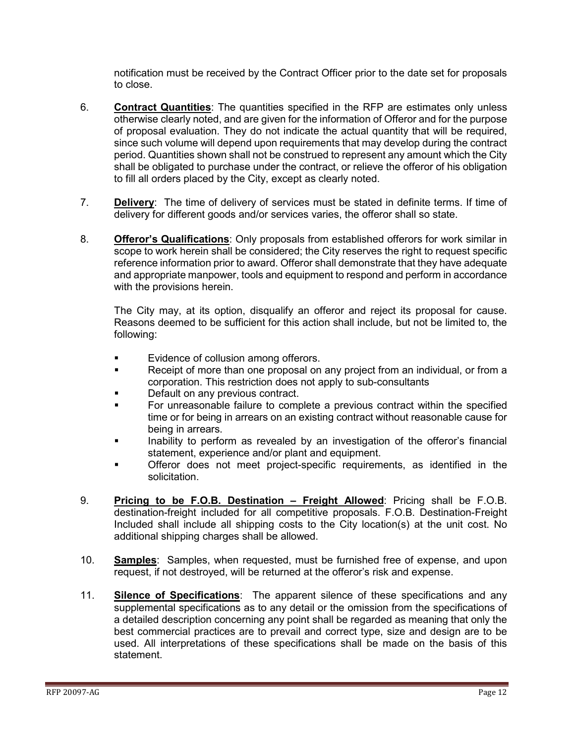notification must be received by the Contract Officer prior to the date set for proposals to close.

6. **Contract Quantities**: The quantities specified in the RFP are estimates only unless otherwise clearly noted, and are given for the information of Offeror and for the purpose of proposal evaluation. They do not indicate the actual quantity that will be required, since such volume will depend upon requirements that may develop during the contract period. Quantities shown shall not be construed to represent any amount which the City shall be obligated to purchase under the contract, or relieve the offeror of his obligation to fill all orders placed by the City, except as clearly noted.

7. **Delivery**: The time of delivery of services must be stated in definite terms. If time of delivery for different goods and/or services varies, the offeror shall so state.

8. **Offeror's Qualifications**: Only proposals from established offerors for work similar in scope to work herein shall be considered; the City reserves the right to request specific reference information prior to award. Offeror shall demonstrate that they have adequate and appropriate manpower, tools and equipment to respond and perform in accordance with the provisions herein.

   The City may, at its option, disqualify an offeror and reject its proposal for cause. Reasons deemed to be sufficient for this action shall include, but not be limited to, the following:

   - Evidence of collusion among offerors.
   - Receipt of more than one proposal on any project from an individual, or from a corporation. This restriction does not apply to sub-consultants
   - Default on any previous contract.
   - For unreasonable failure to complete a previous contract within the specified time or for being in arrears on an existing contract without reasonable cause for being in arrears.
   - Inability to perform as revealed by an investigation of the offeror's financial statement, experience and/or plant and equipment.
   - Offeror does not meet project-specific requirements, as identified in the solicitation.

9. **Pricing to be F.O.B. Destination – Freight Allowed**: Pricing shall be F.O.B. destination-freight included for all competitive proposals. F.O.B. Destination-Freight Included shall include all shipping costs to the City location(s) at the unit cost. No additional shipping charges shall be allowed.

10. **Samples**: Samples, when requested, must be furnished free of expense, and upon request, if not destroyed, will be returned at the offeror's risk and expense.

11. **Silence of Specifications**: The apparent silence of these specifications and any supplemental specifications as to any detail or the omission from the specifications of a detailed description concerning any point shall be regarded as meaning that only the best commercial practices are to prevail and correct type, size and design are to be used. All interpretations of these specifications shall be made on the basis of this statement.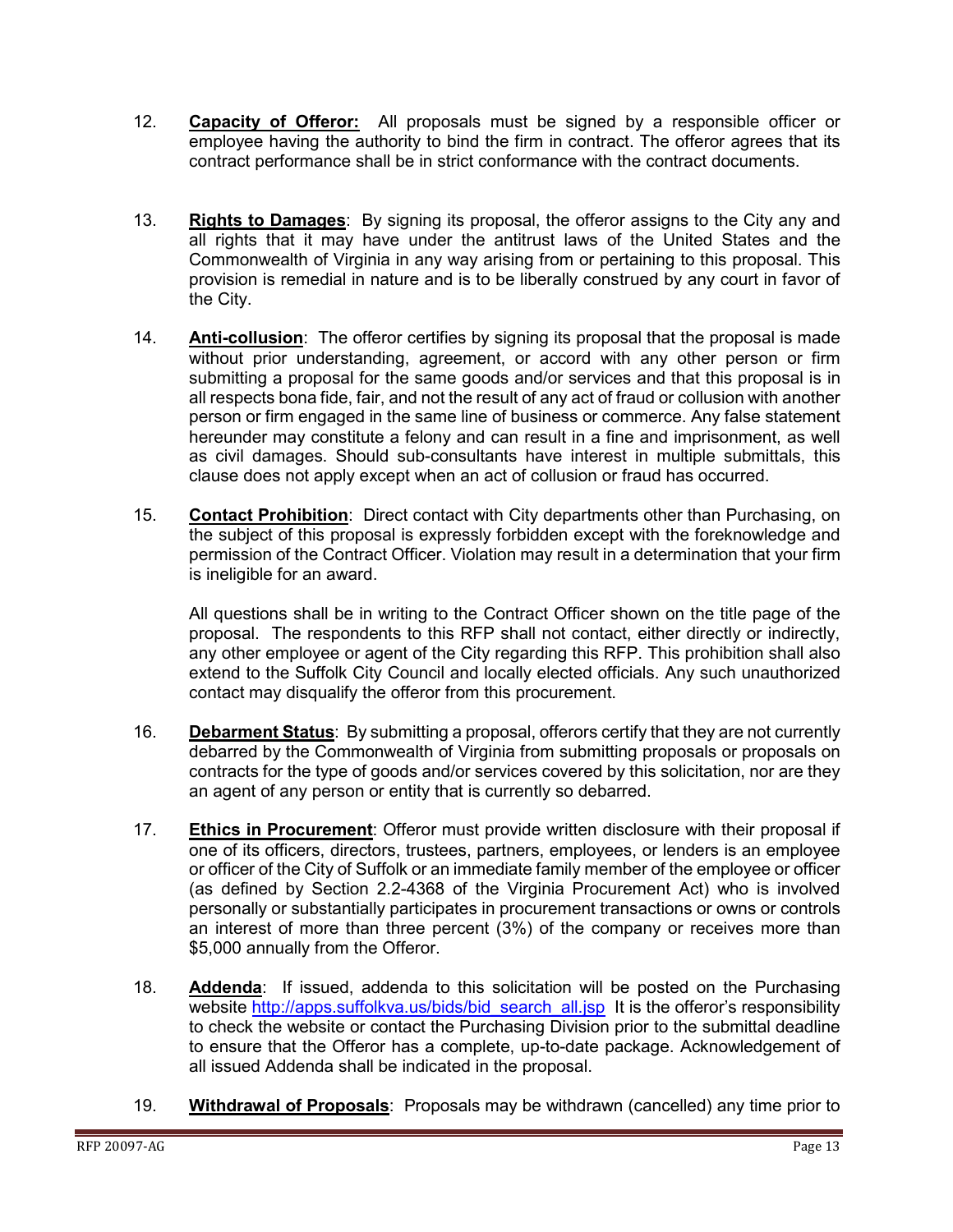12. **Capacity of Offeror:** All proposals must be signed by a responsible officer or employee having the authority to bind the firm in contract. The offeror agrees that its contract performance shall be in strict conformance with the contract documents.

13. **Rights to Damages**: By signing its proposal, the offeror assigns to the City any and all rights that it may have under the antitrust laws of the United States and the Commonwealth of Virginia in any way arising from or pertaining to this proposal. This provision is remedial in nature and is to be liberally construed by any court in favor of the City.

14. **Anti-collusion**: The offeror certifies by signing its proposal that the proposal is made without prior understanding, agreement, or accord with any other person or firm submitting a proposal for the same goods and/or services and that this proposal is in all respects bona fide, fair, and not the result of any act of fraud or collusion with another person or firm engaged in the same line of business or commerce. Any false statement hereunder may constitute a felony and can result in a fine and imprisonment, as well as civil damages. Should sub-consultants have interest in multiple submittals, this clause does not apply except when an act of collusion or fraud has occurred.

15. **Contact Prohibition**: Direct contact with City departments other than Purchasing, on the subject of this proposal is expressly forbidden except with the foreknowledge and permission of the Contract Officer. Violation may result in a determination that your firm is ineligible for an award.

    All questions shall be in writing to the Contract Officer shown on the title page of the proposal. The respondents to this RFP shall not contact, either directly or indirectly, any other employee or agent of the City regarding this RFP. This prohibition shall also extend to the Suffolk City Council and locally elected officials. Any such unauthorized contact may disqualify the offeror from this procurement.

16. **Debarment Status**: By submitting a proposal, offerors certify that they are not currently debarred by the Commonwealth of Virginia from submitting proposals or proposals on contracts for the type of goods and/or services covered by this solicitation, nor are they an agent of any person or entity that is currently so debarred.

17. **Ethics in Procurement**: Offeror must provide written disclosure with their proposal if one of its officers, directors, trustees, partners, employees, or lenders is an employee or officer of the City of Suffolk or an immediate family member of the employee or officer (as defined by Section 2.2-4368 of the Virginia Procurement Act) who is involved personally or substantially participates in procurement transactions or owns or controls an interest of more than three percent (3%) of the company or receives more than $5,000 annually from the Offeror.

18. **Addenda**: If issued, addenda to this solicitation will be posted on the Purchasing website http://apps.suffolkva.us/bids/bid_search_all.jsp It is the offeror's responsibility to check the website or contact the Purchasing Division prior to the submittal deadline to ensure that the Offeror has a complete, up-to-date package. Acknowledgement of all issued Addenda shall be indicated in the proposal.

19. **Withdrawal of Proposals**: Proposals may be withdrawn (cancelled) any time prior to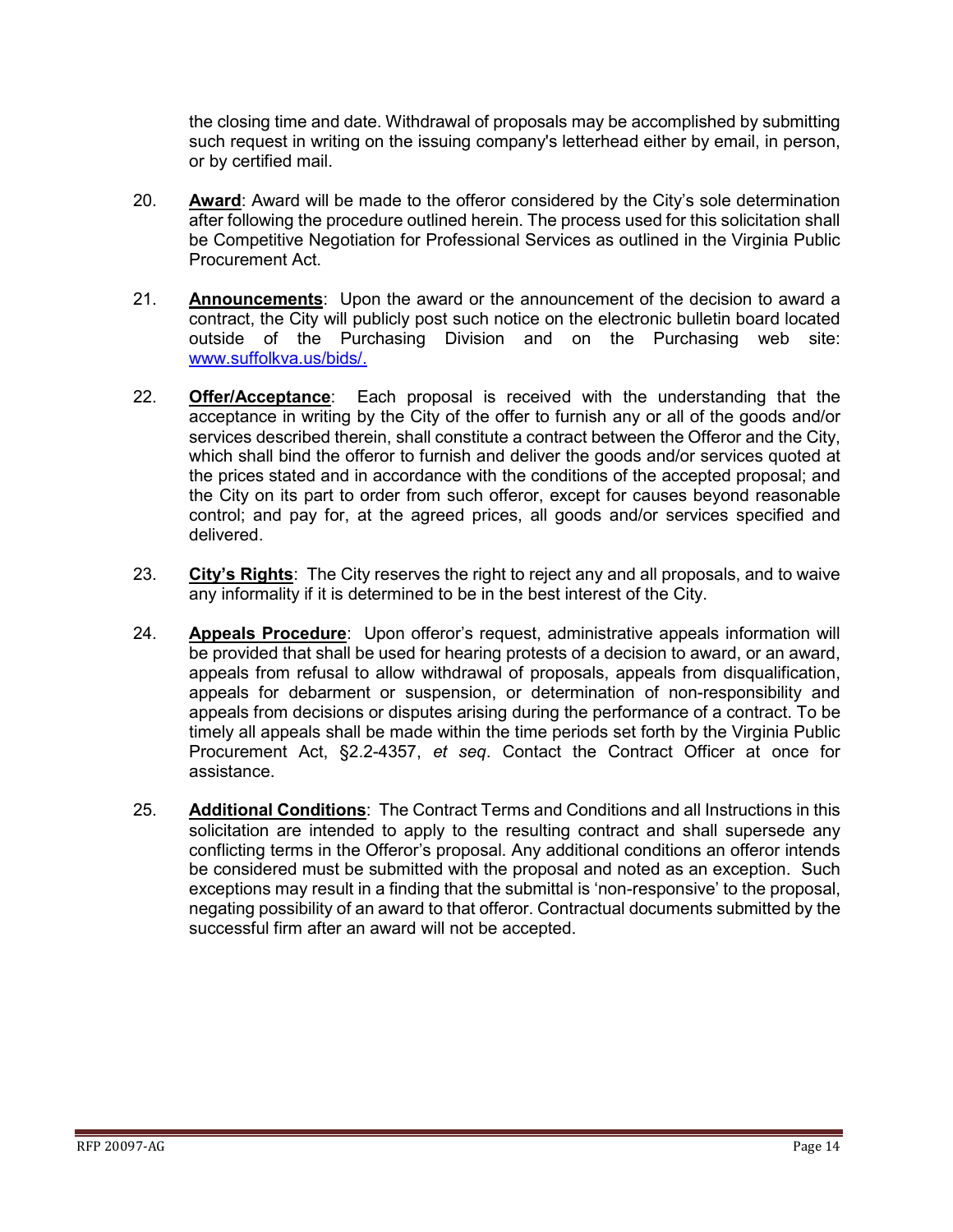the closing time and date. Withdrawal of proposals may be accomplished by submitting such request in writing on the issuing company's letterhead either by email, in person, or by certified mail.

20. **Award**: Award will be made to the offeror considered by the City's sole determination after following the procedure outlined herein. The process used for this solicitation shall be Competitive Negotiation for Professional Services as outlined in the Virginia Public Procurement Act.

21. **Announcements**: Upon the award or the announcement of the decision to award a contract, the City will publicly post such notice on the electronic bulletin board located outside of the Purchasing Division and on the Purchasing web site: [www.suffolkva.us/bids/.](www.suffolkva.us/bids/)

22. **Offer/Acceptance**: Each proposal is received with the understanding that the acceptance in writing by the City of the offer to furnish any or all of the goods and/or services described therein, shall constitute a contract between the Offeror and the City, which shall bind the offeror to furnish and deliver the goods and/or services quoted at the prices stated and in accordance with the conditions of the accepted proposal; and the City on its part to order from such offeror, except for causes beyond reasonable control; and pay for, at the agreed prices, all goods and/or services specified and delivered.

23. **City's Rights**: The City reserves the right to reject any and all proposals, and to waive any informality if it is determined to be in the best interest of the City.

24. **Appeals Procedure**: Upon offeror's request, administrative appeals information will be provided that shall be used for hearing protests of a decision to award, or an award, appeals from refusal to allow withdrawal of proposals, appeals from disqualification, appeals for debarment or suspension, or determination of non-responsibility and appeals from decisions or disputes arising during the performance of a contract. To be timely all appeals shall be made within the time periods set forth by the Virginia Public Procurement Act, §2.2-4357, *et seq*. Contact the Contract Officer at once for assistance.

25. **Additional Conditions**: The Contract Terms and Conditions and all Instructions in this solicitation are intended to apply to the resulting contract and shall supersede any conflicting terms in the Offeror's proposal. Any additional conditions an offeror intends be considered must be submitted with the proposal and noted as an exception. Such exceptions may result in a finding that the submittal is 'non-responsive' to the proposal, negating possibility of an award to that offeror. Contractual documents submitted by the successful firm after an award will not be accepted.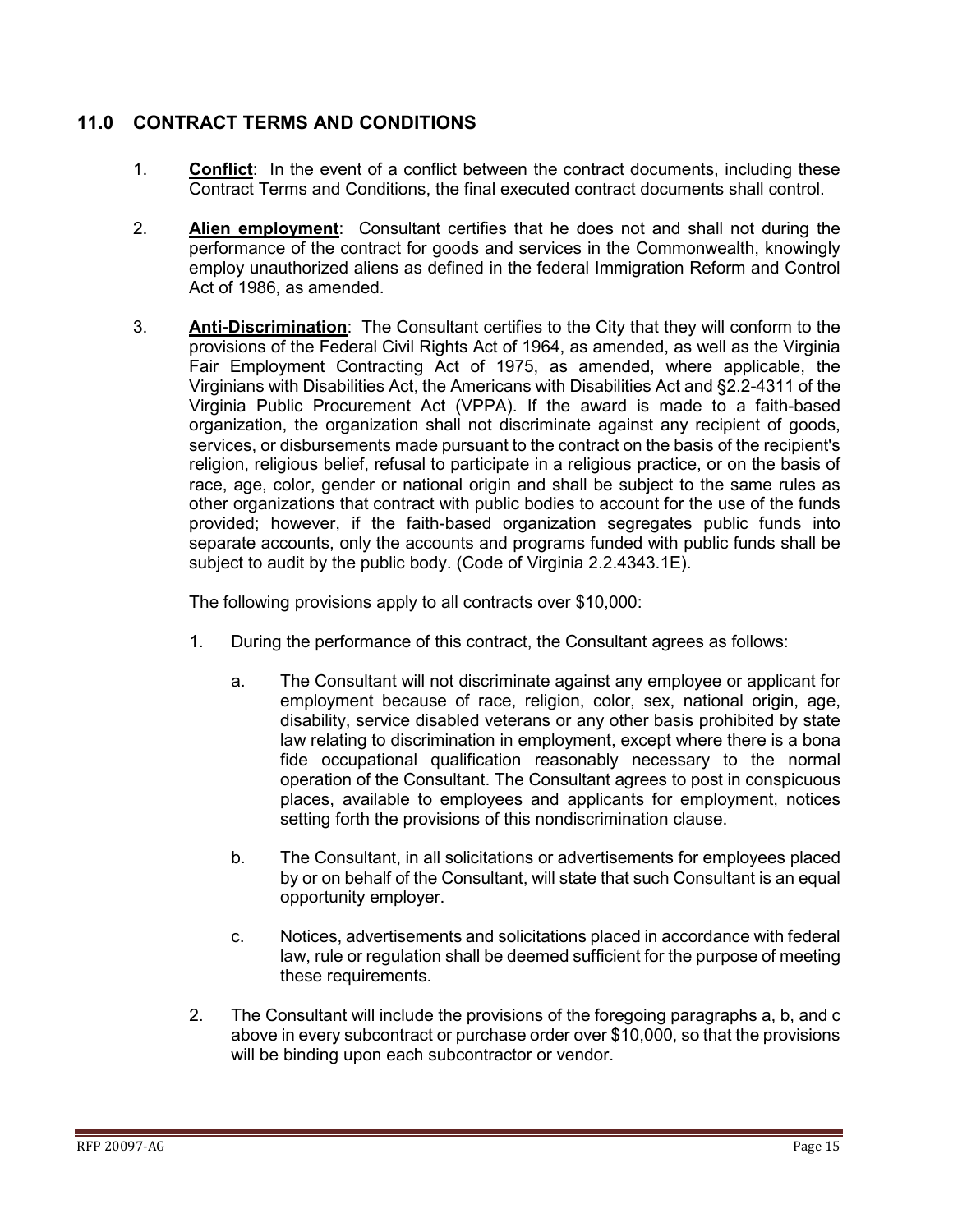## 11.0 CONTRACT TERMS AND CONDITIONS

1. **Conflict**: In the event of a conflict between the contract documents, including these Contract Terms and Conditions, the final executed contract documents shall control.

2. **Alien employment**: Consultant certifies that he does not and shall not during the performance of the contract for goods and services in the Commonwealth, knowingly employ unauthorized aliens as defined in the federal Immigration Reform and Control Act of 1986, as amended.

3. **Anti-Discrimination**: The Consultant certifies to the City that they will conform to the provisions of the Federal Civil Rights Act of 1964, as amended, as well as the Virginia Fair Employment Contracting Act of 1975, as amended, where applicable, the Virginians with Disabilities Act, the Americans with Disabilities Act and §2.2-4311 of the Virginia Public Procurement Act (VPPA). If the award is made to a faith-based organization, the organization shall not discriminate against any recipient of goods, services, or disbursements made pursuant to the contract on the basis of the recipient's religion, religious belief, refusal to participate in a religious practice, or on the basis of race, age, color, gender or national origin and shall be subject to the same rules as other organizations that contract with public bodies to account for the use of the funds provided; however, if the faith-based organization segregates public funds into separate accounts, only the accounts and programs funded with public funds shall be subject to audit by the public body. (Code of Virginia 2.2.4343.1E).

   The following provisions apply to all contracts over $10,000:

   1. During the performance of this contract, the Consultant agrees as follows:

      a. The Consultant will not discriminate against any employee or applicant for employment because of race, religion, color, sex, national origin, age, disability, service disabled veterans or any other basis prohibited by state law relating to discrimination in employment, except where there is a bona fide occupational qualification reasonably necessary to the normal operation of the Consultant. The Consultant agrees to post in conspicuous places, available to employees and applicants for employment, notices setting forth the provisions of this nondiscrimination clause.

      b. The Consultant, in all solicitations or advertisements for employees placed by or on behalf of the Consultant, will state that such Consultant is an equal opportunity employer.

      c. Notices, advertisements and solicitations placed in accordance with federal law, rule or regulation shall be deemed sufficient for the purpose of meeting these requirements.

   2. The Consultant will include the provisions of the foregoing paragraphs a, b, and c above in every subcontract or purchase order over $10,000, so that the provisions will be binding upon each subcontractor or vendor.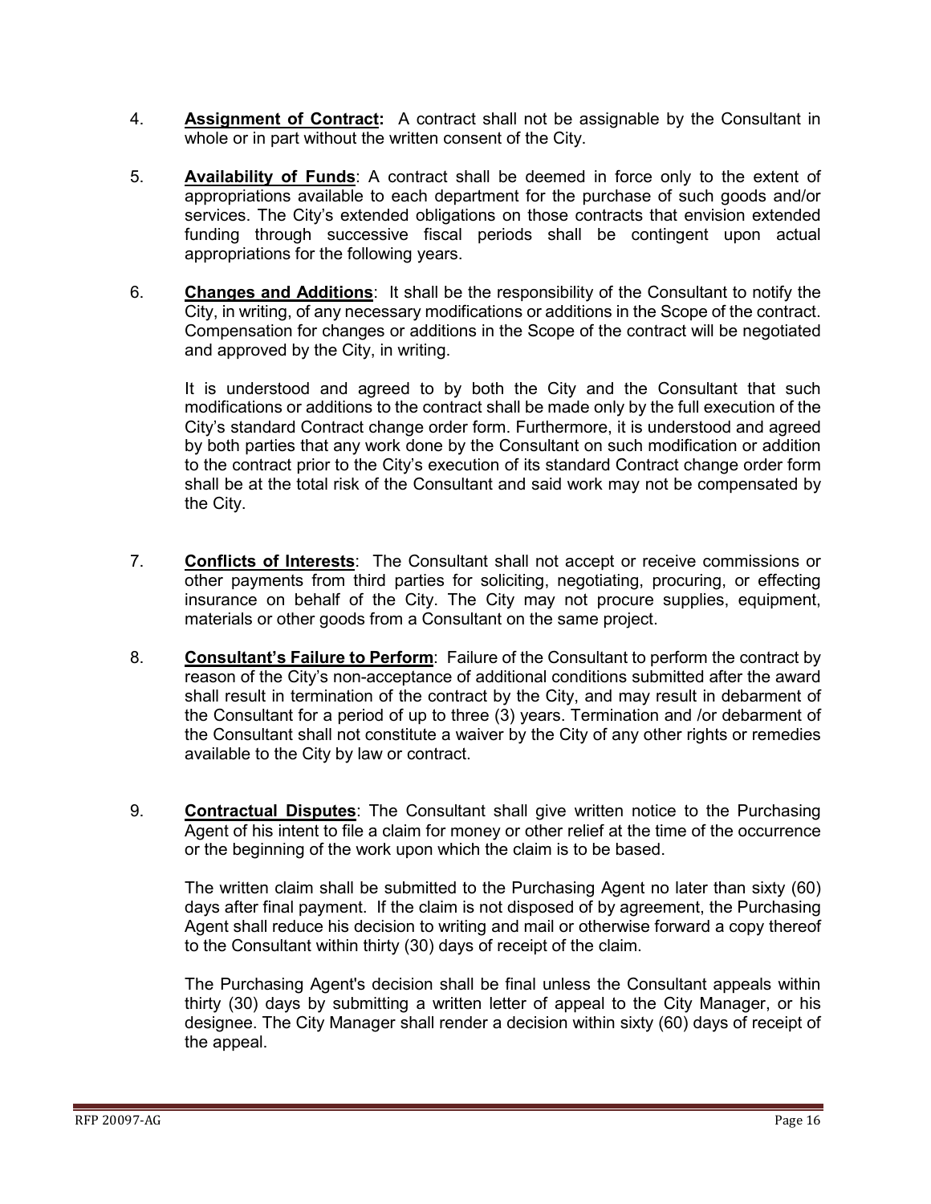4. **Assignment of Contract:** A contract shall not be assignable by the Consultant in whole or in part without the written consent of the City.

5. **Availability of Funds**: A contract shall be deemed in force only to the extent of appropriations available to each department for the purchase of such goods and/or services. The City's extended obligations on those contracts that envision extended funding through successive fiscal periods shall be contingent upon actual appropriations for the following years.

6. **Changes and Additions**: It shall be the responsibility of the Consultant to notify the City, in writing, of any necessary modifications or additions in the Scope of the contract. Compensation for changes or additions in the Scope of the contract will be negotiated and approved by the City, in writing.

   It is understood and agreed to by both the City and the Consultant that such modifications or additions to the contract shall be made only by the full execution of the City's standard Contract change order form. Furthermore, it is understood and agreed by both parties that any work done by the Consultant on such modification or addition to the contract prior to the City's execution of its standard Contract change order form shall be at the total risk of the Consultant and said work may not be compensated by the City.

7. **Conflicts of Interests**: The Consultant shall not accept or receive commissions or other payments from third parties for soliciting, negotiating, procuring, or effecting insurance on behalf of the City. The City may not procure supplies, equipment, materials or other goods from a Consultant on the same project.

8. **Consultant's Failure to Perform**: Failure of the Consultant to perform the contract by reason of the City's non-acceptance of additional conditions submitted after the award shall result in termination of the contract by the City, and may result in debarment of the Consultant for a period of up to three (3) years. Termination and /or debarment of the Consultant shall not constitute a waiver by the City of any other rights or remedies available to the City by law or contract.

9. **Contractual Disputes**: The Consultant shall give written notice to the Purchasing Agent of his intent to file a claim for money or other relief at the time of the occurrence or the beginning of the work upon which the claim is to be based.

   The written claim shall be submitted to the Purchasing Agent no later than sixty (60) days after final payment. If the claim is not disposed of by agreement, the Purchasing Agent shall reduce his decision to writing and mail or otherwise forward a copy thereof to the Consultant within thirty (30) days of receipt of the claim.

   The Purchasing Agent's decision shall be final unless the Consultant appeals within thirty (30) days by submitting a written letter of appeal to the City Manager, or his designee. The City Manager shall render a decision within sixty (60) days of receipt of the appeal.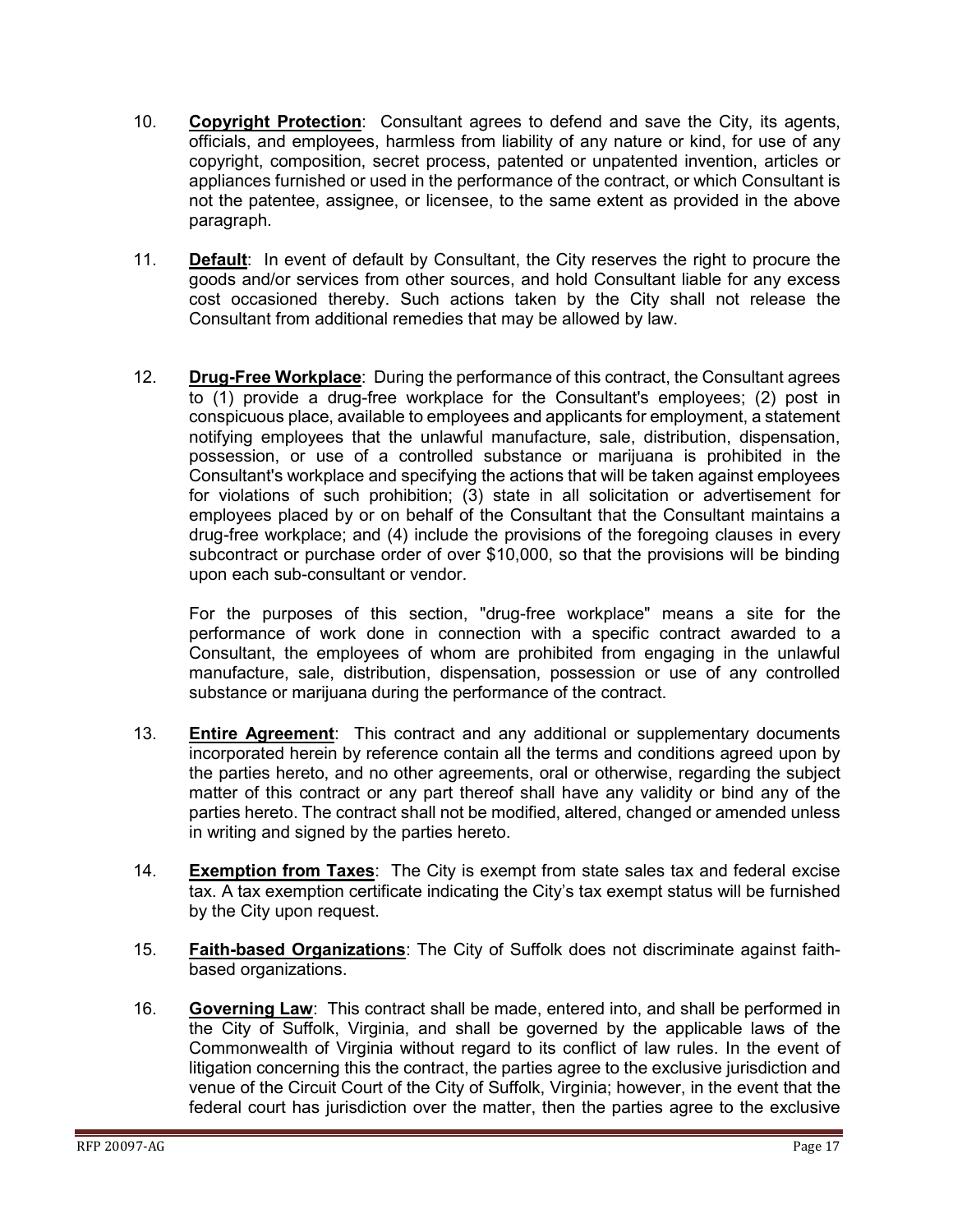10. **Copyright Protection**: Consultant agrees to defend and save the City, its agents, officials, and employees, harmless from liability of any nature or kind, for use of any copyright, composition, secret process, patented or unpatented invention, articles or appliances furnished or used in the performance of the contract, or which Consultant is not the patentee, assignee, or licensee, to the same extent as provided in the above paragraph.

11. **Default**: In event of default by Consultant, the City reserves the right to procure the goods and/or services from other sources, and hold Consultant liable for any excess cost occasioned thereby. Such actions taken by the City shall not release the Consultant from additional remedies that may be allowed by law.

12. **Drug-Free Workplace**: During the performance of this contract, the Consultant agrees to (1) provide a drug-free workplace for the Consultant's employees; (2) post in conspicuous place, available to employees and applicants for employment, a statement notifying employees that the unlawful manufacture, sale, distribution, dispensation, possession, or use of a controlled substance or marijuana is prohibited in the Consultant's workplace and specifying the actions that will be taken against employees for violations of such prohibition; (3) state in all solicitation or advertisement for employees placed by or on behalf of the Consultant that the Consultant maintains a drug-free workplace; and (4) include the provisions of the foregoing clauses in every subcontract or purchase order of over $10,000, so that the provisions will be binding upon each sub-consultant or vendor.

    For the purposes of this section, "drug-free workplace" means a site for the performance of work done in connection with a specific contract awarded to a Consultant, the employees of whom are prohibited from engaging in the unlawful manufacture, sale, distribution, dispensation, possession or use of any controlled substance or marijuana during the performance of the contract.

13. **Entire Agreement**: This contract and any additional or supplementary documents incorporated herein by reference contain all the terms and conditions agreed upon by the parties hereto, and no other agreements, oral or otherwise, regarding the subject matter of this contract or any part thereof shall have any validity or bind any of the parties hereto. The contract shall not be modified, altered, changed or amended unless in writing and signed by the parties hereto.

14. **Exemption from Taxes**: The City is exempt from state sales tax and federal excise tax. A tax exemption certificate indicating the City's tax exempt status will be furnished by the City upon request.

15. **Faith-based Organizations**: The City of Suffolk does not discriminate against faith-based organizations.

16. **Governing Law**: This contract shall be made, entered into, and shall be performed in the City of Suffolk, Virginia, and shall be governed by the applicable laws of the Commonwealth of Virginia without regard to its conflict of law rules. In the event of litigation concerning this the contract, the parties agree to the exclusive jurisdiction and venue of the Circuit Court of the City of Suffolk, Virginia; however, in the event that the federal court has jurisdiction over the matter, then the parties agree to the exclusive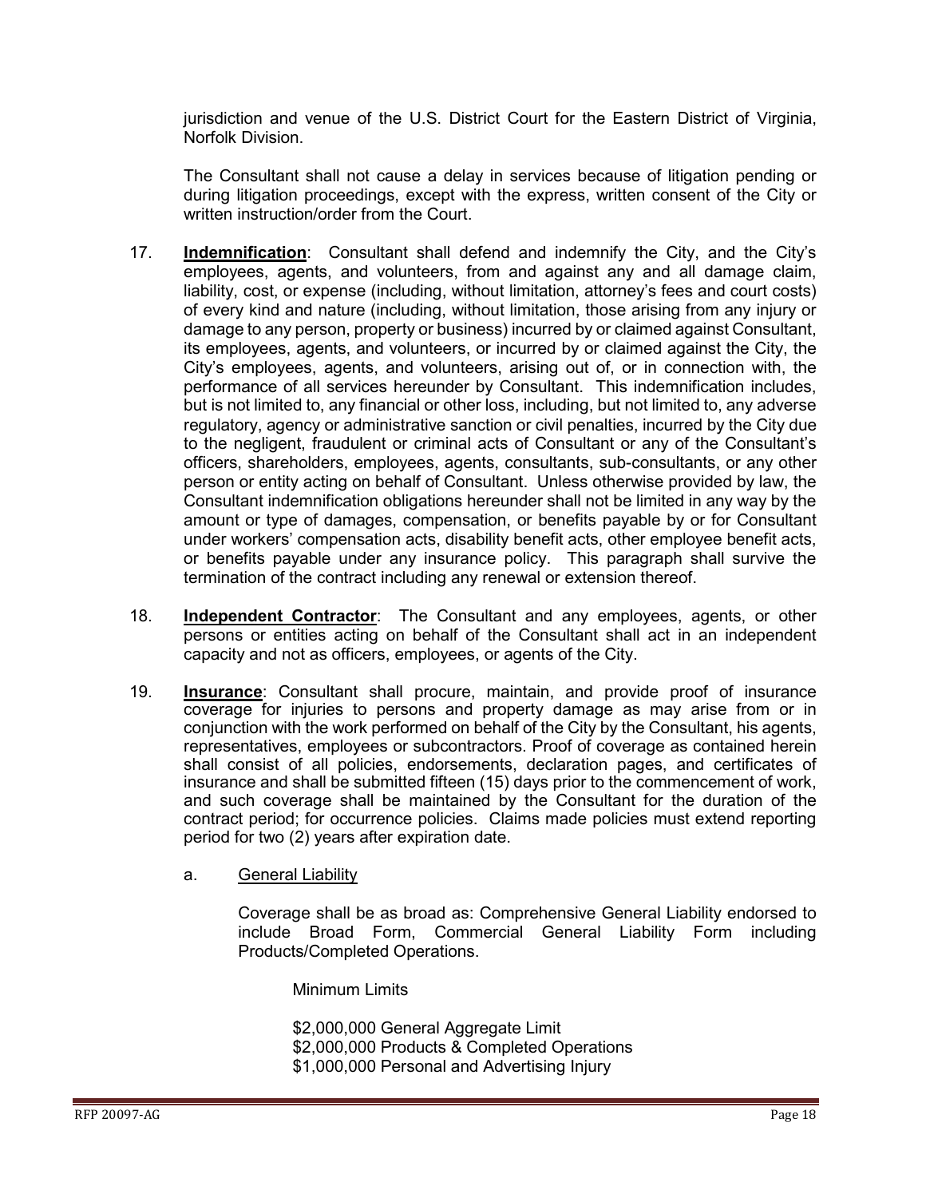jurisdiction and venue of the U.S. District Court for the Eastern District of Virginia, Norfolk Division.

The Consultant shall not cause a delay in services because of litigation pending or during litigation proceedings, except with the express, written consent of the City or written instruction/order from the Court.

17. **Indemnification**: Consultant shall defend and indemnify the City, and the City's employees, agents, and volunteers, from and against any and all damage claim, liability, cost, or expense (including, without limitation, attorney's fees and court costs) of every kind and nature (including, without limitation, those arising from any injury or damage to any person, property or business) incurred by or claimed against Consultant, its employees, agents, and volunteers, or incurred by or claimed against the City, the City's employees, agents, and volunteers, arising out of, or in connection with, the performance of all services hereunder by Consultant. This indemnification includes, but is not limited to, any financial or other loss, including, but not limited to, any adverse regulatory, agency or administrative sanction or civil penalties, incurred by the City due to the negligent, fraudulent or criminal acts of Consultant or any of the Consultant's officers, shareholders, employees, agents, consultants, sub-consultants, or any other person or entity acting on behalf of Consultant. Unless otherwise provided by law, the Consultant indemnification obligations hereunder shall not be limited in any way by the amount or type of damages, compensation, or benefits payable by or for Consultant under workers' compensation acts, disability benefit acts, other employee benefit acts, or benefits payable under any insurance policy. This paragraph shall survive the termination of the contract including any renewal or extension thereof.

18. **Independent Contractor**: The Consultant and any employees, agents, or other persons or entities acting on behalf of the Consultant shall act in an independent capacity and not as officers, employees, or agents of the City.

19. **Insurance**: Consultant shall procure, maintain, and provide proof of insurance coverage for injuries to persons and property damage as may arise from or in conjunction with the work performed on behalf of the City by the Consultant, his agents, representatives, employees or subcontractors. Proof of coverage as contained herein shall consist of all policies, endorsements, declaration pages, and certificates of insurance and shall be submitted fifteen (15) days prior to the commencement of work, and such coverage shall be maintained by the Consultant for the duration of the contract period; for occurrence policies. Claims made policies must extend reporting period for two (2) years after expiration date.

    a. General Liability

    Coverage shall be as broad as: Comprehensive General Liability endorsed to include Broad Form, Commercial General Liability Form including Products/Completed Operations.

    Minimum Limits

    $2,000,000 General Aggregate Limit
    $2,000,000 Products & Completed Operations
    $1,000,000 Personal and Advertising Injury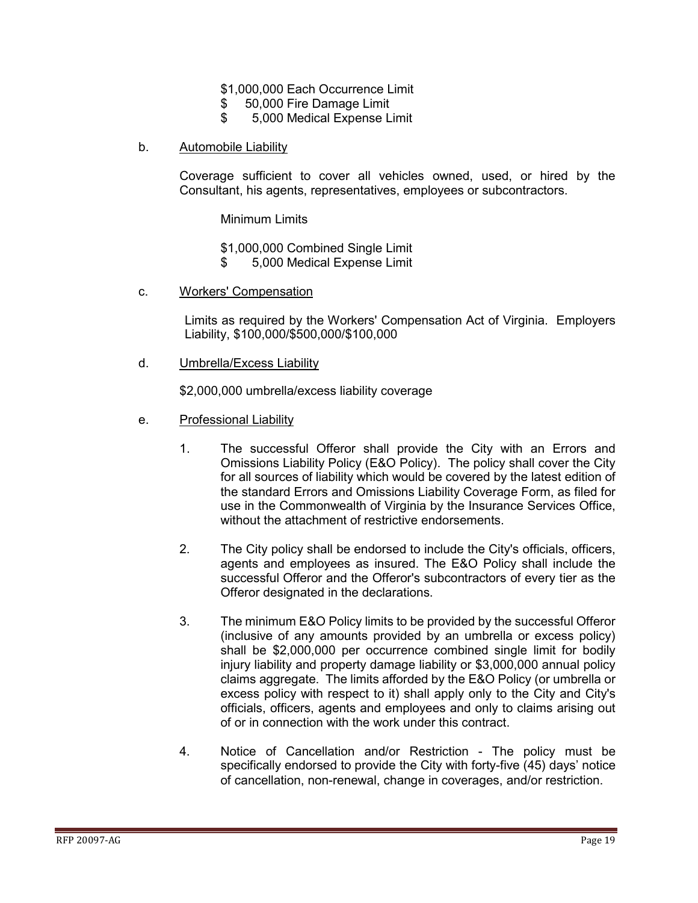$1,000,000 Each Occurrence Limit
$ 50,000 Fire Damage Limit
$ 5,000 Medical Expense Limit

b. Automobile Liability

Coverage sufficient to cover all vehicles owned, used, or hired by the Consultant, his agents, representatives, employees or subcontractors.

Minimum Limits

$1,000,000 Combined Single Limit
$ 5,000 Medical Expense Limit

c. Workers' Compensation

Limits as required by the Workers' Compensation Act of Virginia. Employers Liability, $100,000/$500,000/$100,000

d. Umbrella/Excess Liability

$2,000,000 umbrella/excess liability coverage

e. Professional Liability

1. The successful Offeror shall provide the City with an Errors and Omissions Liability Policy (E&O Policy). The policy shall cover the City for all sources of liability which would be covered by the latest edition of the standard Errors and Omissions Liability Coverage Form, as filed for use in the Commonwealth of Virginia by the Insurance Services Office, without the attachment of restrictive endorsements.

2. The City policy shall be endorsed to include the City's officials, officers, agents and employees as insured. The E&O Policy shall include the successful Offeror and the Offeror's subcontractors of every tier as the Offeror designated in the declarations.

3. The minimum E&O Policy limits to be provided by the successful Offeror (inclusive of any amounts provided by an umbrella or excess policy) shall be $2,000,000 per occurrence combined single limit for bodily injury liability and property damage liability or $3,000,000 annual policy claims aggregate. The limits afforded by the E&O Policy (or umbrella or excess policy with respect to it) shall apply only to the City and City's officials, officers, agents and employees and only to claims arising out of or in connection with the work under this contract.

4. Notice of Cancellation and/or Restriction - The policy must be specifically endorsed to provide the City with forty-five (45) days' notice of cancellation, non-renewal, change in coverages, and/or restriction.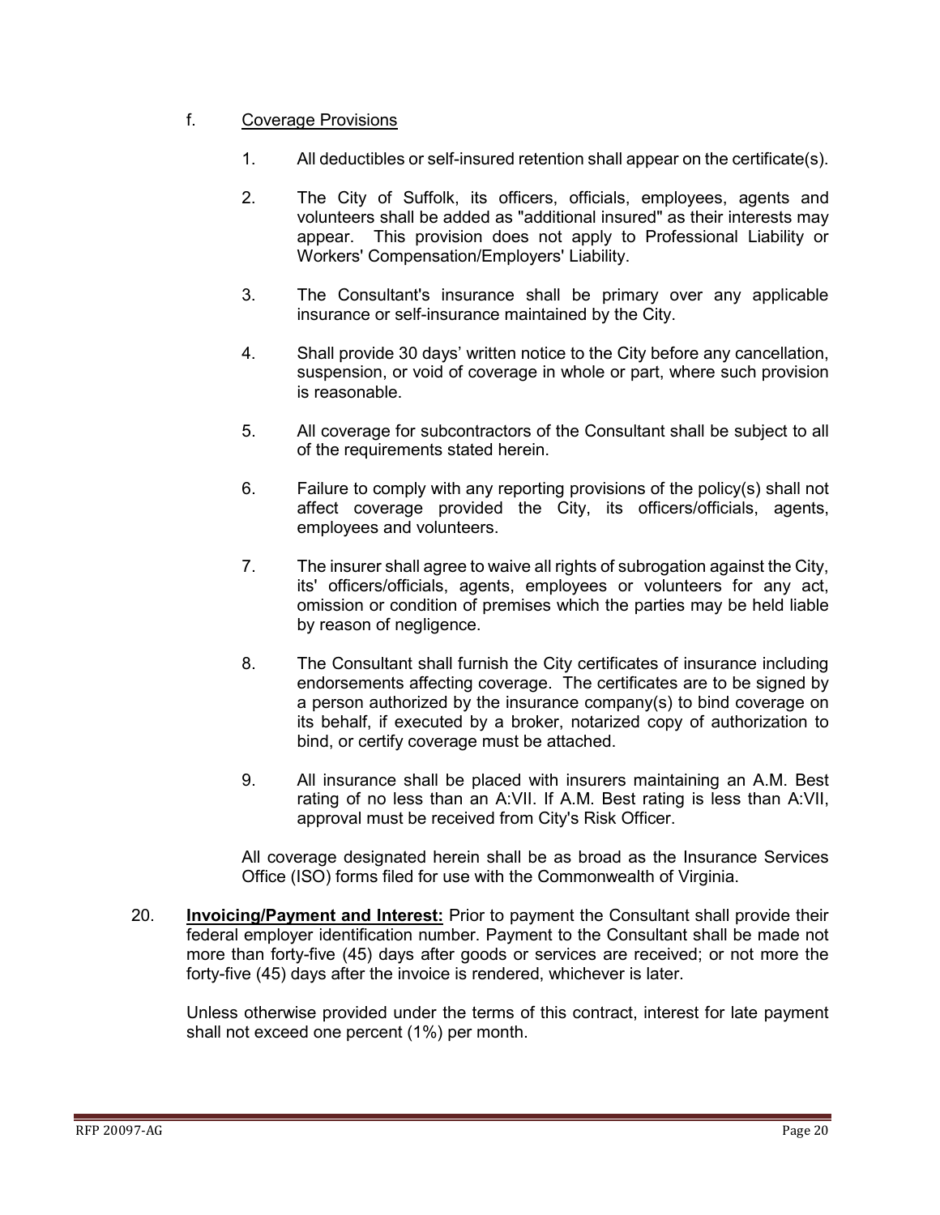f. Coverage Provisions

1. All deductibles or self-insured retention shall appear on the certificate(s).

2. The City of Suffolk, its officers, officials, employees, agents and volunteers shall be added as "additional insured" as their interests may appear. This provision does not apply to Professional Liability or Workers' Compensation/Employers' Liability.

3. The Consultant's insurance shall be primary over any applicable insurance or self-insurance maintained by the City.

4. Shall provide 30 days' written notice to the City before any cancellation, suspension, or void of coverage in whole or part, where such provision is reasonable.

5. All coverage for subcontractors of the Consultant shall be subject to all of the requirements stated herein.

6. Failure to comply with any reporting provisions of the policy(s) shall not affect coverage provided the City, its officers/officials, agents, employees and volunteers.

7. The insurer shall agree to waive all rights of subrogation against the City, its' officers/officials, agents, employees or volunteers for any act, omission or condition of premises which the parties may be held liable by reason of negligence.

8. The Consultant shall furnish the City certificates of insurance including endorsements affecting coverage. The certificates are to be signed by a person authorized by the insurance company(s) to bind coverage on its behalf, if executed by a broker, notarized copy of authorization to bind, or certify coverage must be attached.

9. All insurance shall be placed with insurers maintaining an A.M. Best rating of no less than an A:VII. If A.M. Best rating is less than A:VII, approval must be received from City's Risk Officer.

All coverage designated herein shall be as broad as the Insurance Services Office (ISO) forms filed for use with the Commonwealth of Virginia.

20. **Invoicing/Payment and Interest:** Prior to payment the Consultant shall provide their federal employer identification number. Payment to the Consultant shall be made not more than forty-five (45) days after goods or services are received; or not more the forty-five (45) days after the invoice is rendered, whichever is later.

    Unless otherwise provided under the terms of this contract, interest for late payment shall not exceed one percent (1%) per month.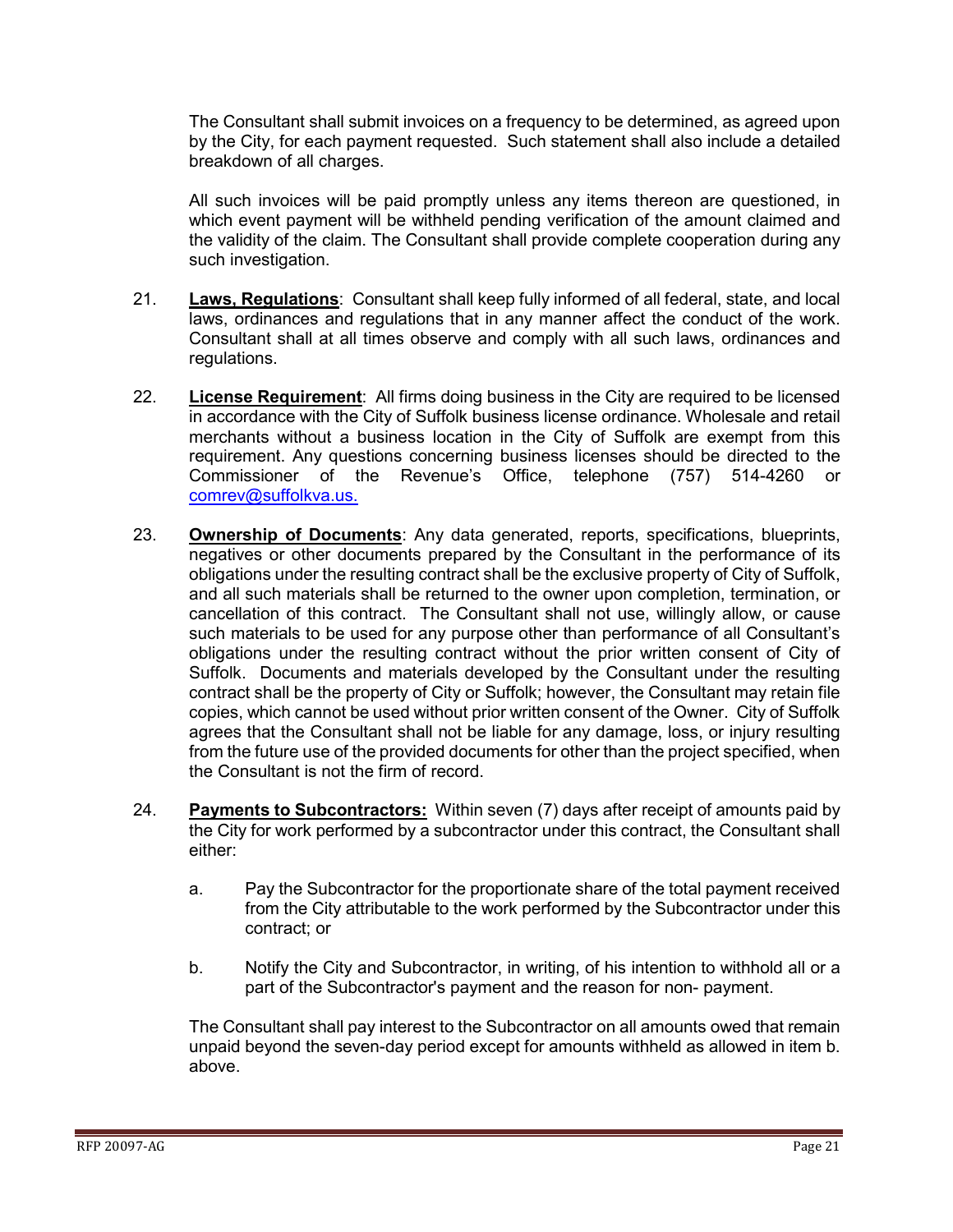The Consultant shall submit invoices on a frequency to be determined, as agreed upon by the City, for each payment requested. Such statement shall also include a detailed breakdown of all charges.

All such invoices will be paid promptly unless any items thereon are questioned, in which event payment will be withheld pending verification of the amount claimed and the validity of the claim. The Consultant shall provide complete cooperation during any such investigation.

21. **Laws, Regulations**: Consultant shall keep fully informed of all federal, state, and local laws, ordinances and regulations that in any manner affect the conduct of the work. Consultant shall at all times observe and comply with all such laws, ordinances and regulations.

22. **License Requirement**: All firms doing business in the City are required to be licensed in accordance with the City of Suffolk business license ordinance. Wholesale and retail merchants without a business location in the City of Suffolk are exempt from this requirement. Any questions concerning business licenses should be directed to the Commissioner of the Revenue's Office, telephone (757) 514-4260 or comrev@suffolkva.us.

23. **Ownership of Documents**: Any data generated, reports, specifications, blueprints, negatives or other documents prepared by the Consultant in the performance of its obligations under the resulting contract shall be the exclusive property of City of Suffolk, and all such materials shall be returned to the owner upon completion, termination, or cancellation of this contract. The Consultant shall not use, willingly allow, or cause such materials to be used for any purpose other than performance of all Consultant's obligations under the resulting contract without the prior written consent of City of Suffolk. Documents and materials developed by the Consultant under the resulting contract shall be the property of City or Suffolk; however, the Consultant may retain file copies, which cannot be used without prior written consent of the Owner. City of Suffolk agrees that the Consultant shall not be liable for any damage, loss, or injury resulting from the future use of the provided documents for other than the project specified, when the Consultant is not the firm of record.

24. **Payments to Subcontractors:** Within seven (7) days after receipt of amounts paid by the City for work performed by a subcontractor under this contract, the Consultant shall either:

    a. Pay the Subcontractor for the proportionate share of the total payment received from the City attributable to the work performed by the Subcontractor under this contract; or

    b. Notify the City and Subcontractor, in writing, of his intention to withhold all or a part of the Subcontractor's payment and the reason for non- payment.

    The Consultant shall pay interest to the Subcontractor on all amounts owed that remain unpaid beyond the seven-day period except for amounts withheld as allowed in item b. above.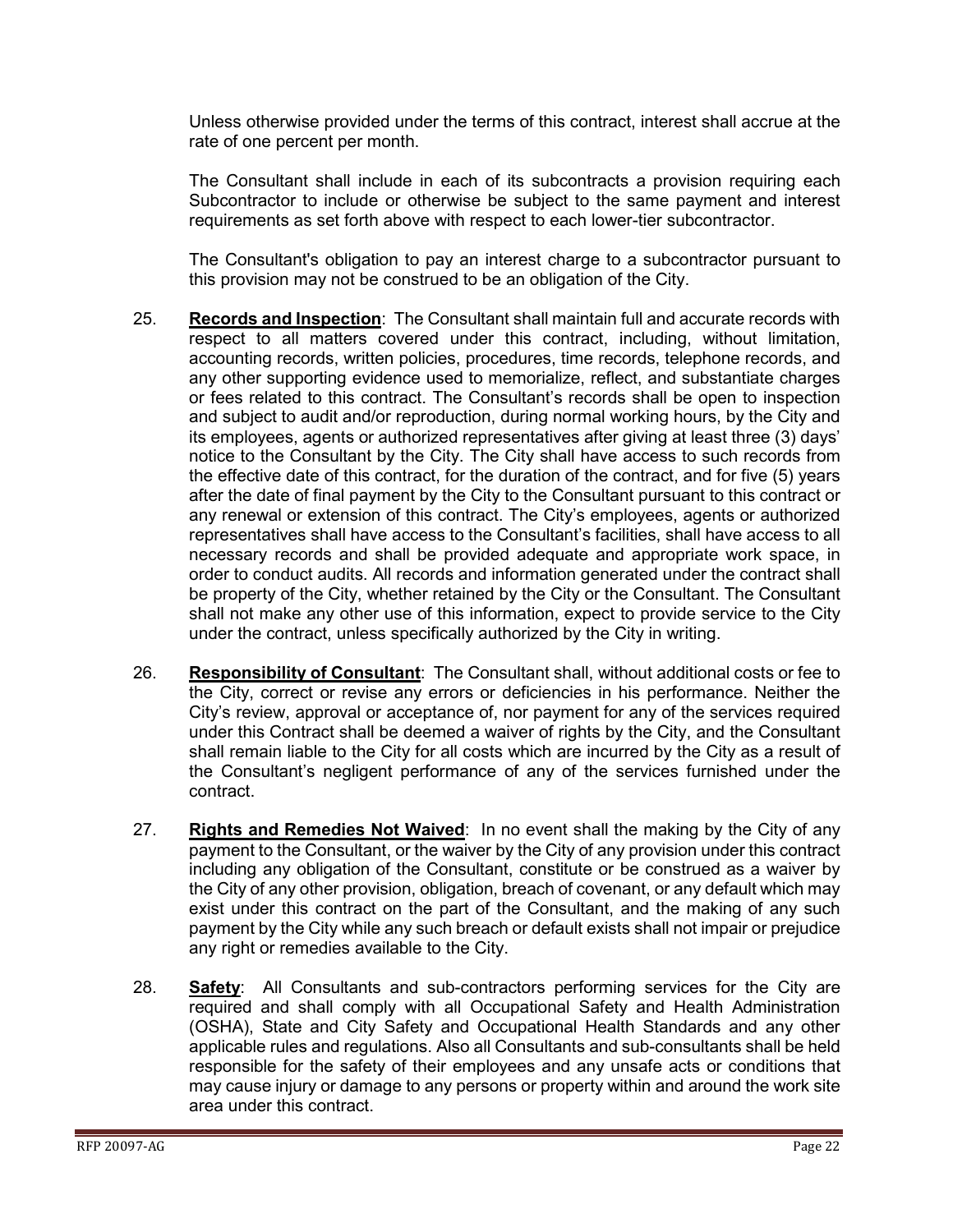Unless otherwise provided under the terms of this contract, interest shall accrue at the rate of one percent per month.

The Consultant shall include in each of its subcontracts a provision requiring each Subcontractor to include or otherwise be subject to the same payment and interest requirements as set forth above with respect to each lower-tier subcontractor.

The Consultant's obligation to pay an interest charge to a subcontractor pursuant to this provision may not be construed to be an obligation of the City.

25. **Records and Inspection**: The Consultant shall maintain full and accurate records with respect to all matters covered under this contract, including, without limitation, accounting records, written policies, procedures, time records, telephone records, and any other supporting evidence used to memorialize, reflect, and substantiate charges or fees related to this contract. The Consultant's records shall be open to inspection and subject to audit and/or reproduction, during normal working hours, by the City and its employees, agents or authorized representatives after giving at least three (3) days' notice to the Consultant by the City. The City shall have access to such records from the effective date of this contract, for the duration of the contract, and for five (5) years after the date of final payment by the City to the Consultant pursuant to this contract or any renewal or extension of this contract. The City's employees, agents or authorized representatives shall have access to the Consultant's facilities, shall have access to all necessary records and shall be provided adequate and appropriate work space, in order to conduct audits. All records and information generated under the contract shall be property of the City, whether retained by the City or the Consultant. The Consultant shall not make any other use of this information, expect to provide service to the City under the contract, unless specifically authorized by the City in writing.

26. **Responsibility of Consultant**: The Consultant shall, without additional costs or fee to the City, correct or revise any errors or deficiencies in his performance. Neither the City's review, approval or acceptance of, nor payment for any of the services required under this Contract shall be deemed a waiver of rights by the City, and the Consultant shall remain liable to the City for all costs which are incurred by the City as a result of the Consultant's negligent performance of any of the services furnished under the contract.

27. **Rights and Remedies Not Waived**: In no event shall the making by the City of any payment to the Consultant, or the waiver by the City of any provision under this contract including any obligation of the Consultant, constitute or be construed as a waiver by the City of any other provision, obligation, breach of covenant, or any default which may exist under this contract on the part of the Consultant, and the making of any such payment by the City while any such breach or default exists shall not impair or prejudice any right or remedies available to the City.

28. **Safety**: All Consultants and sub-contractors performing services for the City are required and shall comply with all Occupational Safety and Health Administration (OSHA), State and City Safety and Occupational Health Standards and any other applicable rules and regulations. Also all Consultants and sub-consultants shall be held responsible for the safety of their employees and any unsafe acts or conditions that may cause injury or damage to any persons or property within and around the work site area under this contract.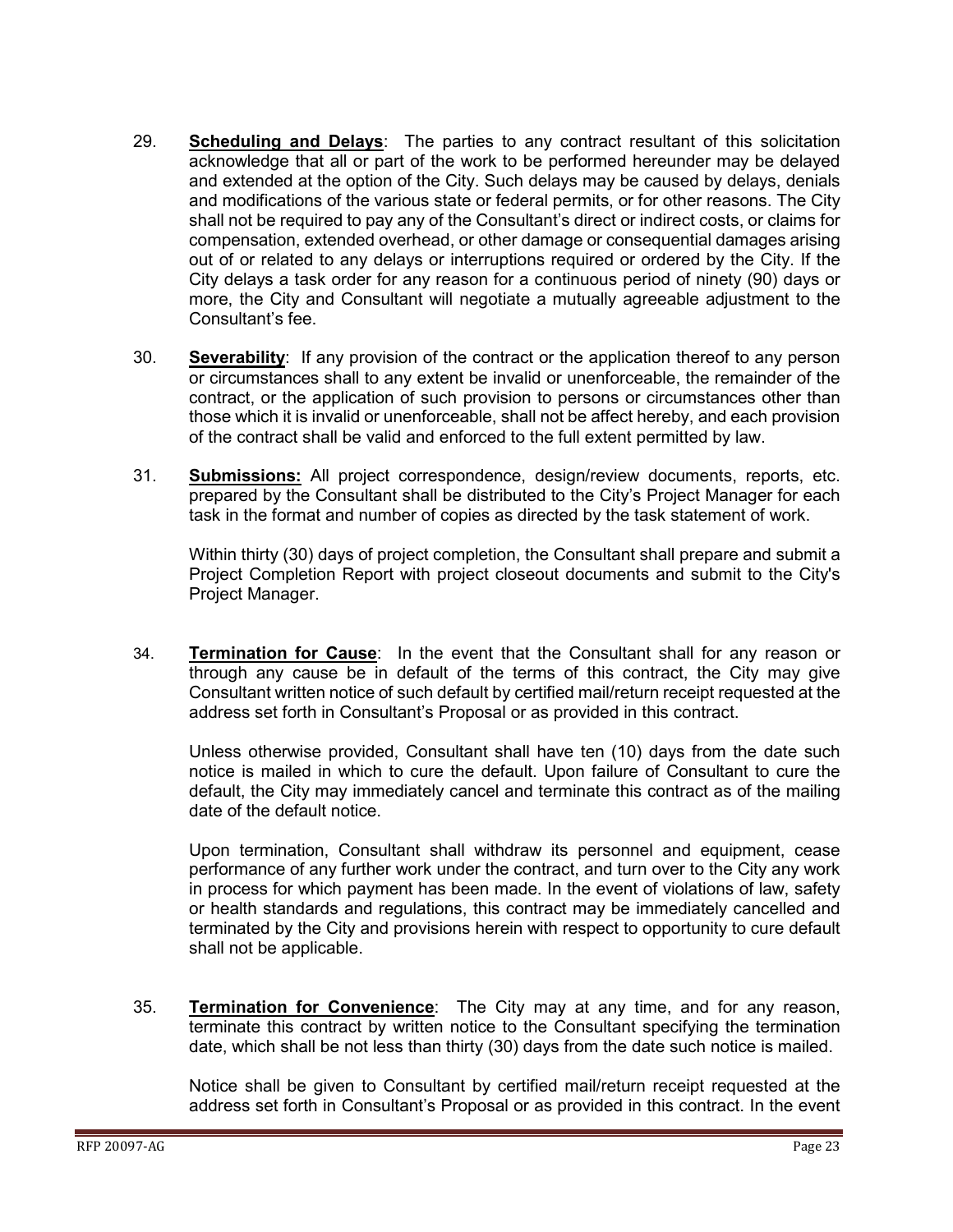29. **Scheduling and Delays**: The parties to any contract resultant of this solicitation acknowledge that all or part of the work to be performed hereunder may be delayed and extended at the option of the City. Such delays may be caused by delays, denials and modifications of the various state or federal permits, or for other reasons. The City shall not be required to pay any of the Consultant's direct or indirect costs, or claims for compensation, extended overhead, or other damage or consequential damages arising out of or related to any delays or interruptions required or ordered by the City. If the City delays a task order for any reason for a continuous period of ninety (90) days or more, the City and Consultant will negotiate a mutually agreeable adjustment to the Consultant's fee.

30. **Severability**: If any provision of the contract or the application thereof to any person or circumstances shall to any extent be invalid or unenforceable, the remainder of the contract, or the application of such provision to persons or circumstances other than those which it is invalid or unenforceable, shall not be affect hereby, and each provision of the contract shall be valid and enforced to the full extent permitted by law.

31. **Submissions:** All project correspondence, design/review documents, reports, etc. prepared by the Consultant shall be distributed to the City's Project Manager for each task in the format and number of copies as directed by the task statement of work.

    Within thirty (30) days of project completion, the Consultant shall prepare and submit a Project Completion Report with project closeout documents and submit to the City's Project Manager.

34. **Termination for Cause**: In the event that the Consultant shall for any reason or through any cause be in default of the terms of this contract, the City may give Consultant written notice of such default by certified mail/return receipt requested at the address set forth in Consultant's Proposal or as provided in this contract.

    Unless otherwise provided, Consultant shall have ten (10) days from the date such notice is mailed in which to cure the default. Upon failure of Consultant to cure the default, the City may immediately cancel and terminate this contract as of the mailing date of the default notice.

    Upon termination, Consultant shall withdraw its personnel and equipment, cease performance of any further work under the contract, and turn over to the City any work in process for which payment has been made. In the event of violations of law, safety or health standards and regulations, this contract may be immediately cancelled and terminated by the City and provisions herein with respect to opportunity to cure default shall not be applicable.

35. **Termination for Convenience**: The City may at any time, and for any reason, terminate this contract by written notice to the Consultant specifying the termination date, which shall be not less than thirty (30) days from the date such notice is mailed.

    Notice shall be given to Consultant by certified mail/return receipt requested at the address set forth in Consultant's Proposal or as provided in this contract. In the event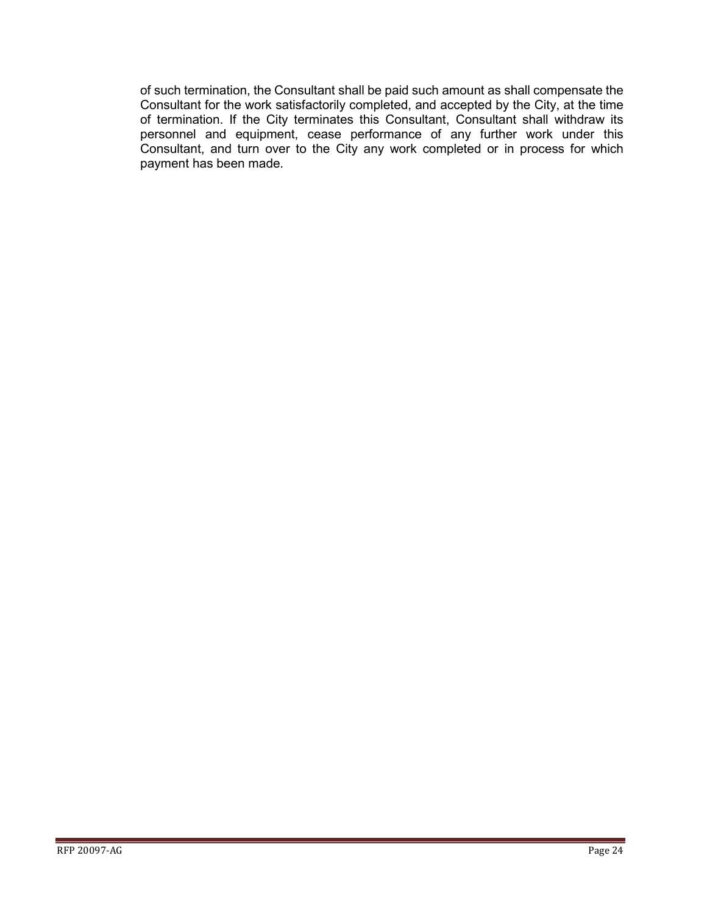of such termination, the Consultant shall be paid such amount as shall compensate the Consultant for the work satisfactorily completed, and accepted by the City, at the time of termination. If the City terminates this Consultant, Consultant shall withdraw its personnel and equipment, cease performance of any further work under this Consultant, and turn over to the City any work completed or in process for which payment has been made.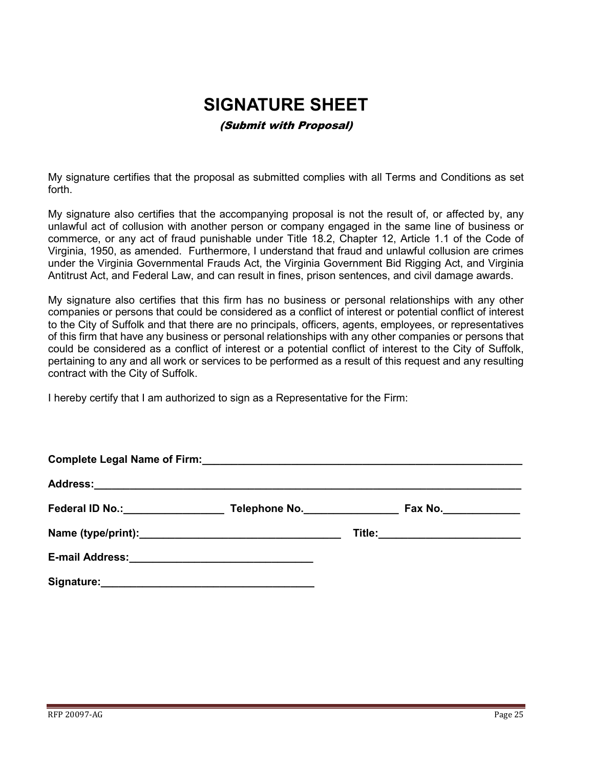# SIGNATURE SHEET

*(Submit with Proposal)*

My signature certifies that the proposal as submitted complies with all Terms and Conditions as set forth.

My signature also certifies that the accompanying proposal is not the result of, or affected by, any unlawful act of collusion with another person or company engaged in the same line of business or commerce, or any act of fraud punishable under Title 18.2, Chapter 12, Article 1.1 of the Code of Virginia, 1950, as amended. Furthermore, I understand that fraud and unlawful collusion are crimes under the Virginia Governmental Frauds Act, the Virginia Government Bid Rigging Act, and Virginia Antitrust Act, and Federal Law, and can result in fines, prison sentences, and civil damage awards.

My signature also certifies that this firm has no business or personal relationships with any other companies or persons that could be considered as a conflict of interest or potential conflict of interest to the City of Suffolk and that there are no principals, officers, agents, employees, or representatives of this firm that have any business or personal relationships with any other companies or persons that could be considered as a conflict of interest or a potential conflict of interest to the City of Suffolk, pertaining to any and all work or services to be performed as a result of this request and any resulting contract with the City of Suffolk.

I hereby certify that I am authorized to sign as a Representative for the Firm:

**Complete Legal Name of Firm:**______________________________________________________

**Address:**__________________________________________________________________________

**Federal ID No.:**_________________ **Telephone No.**________________ **Fax No.**_____________

**Name (type/print):**__________________________________ **Title:**________________________

**E-mail Address:**_______________________________

**Signature:**____________________________________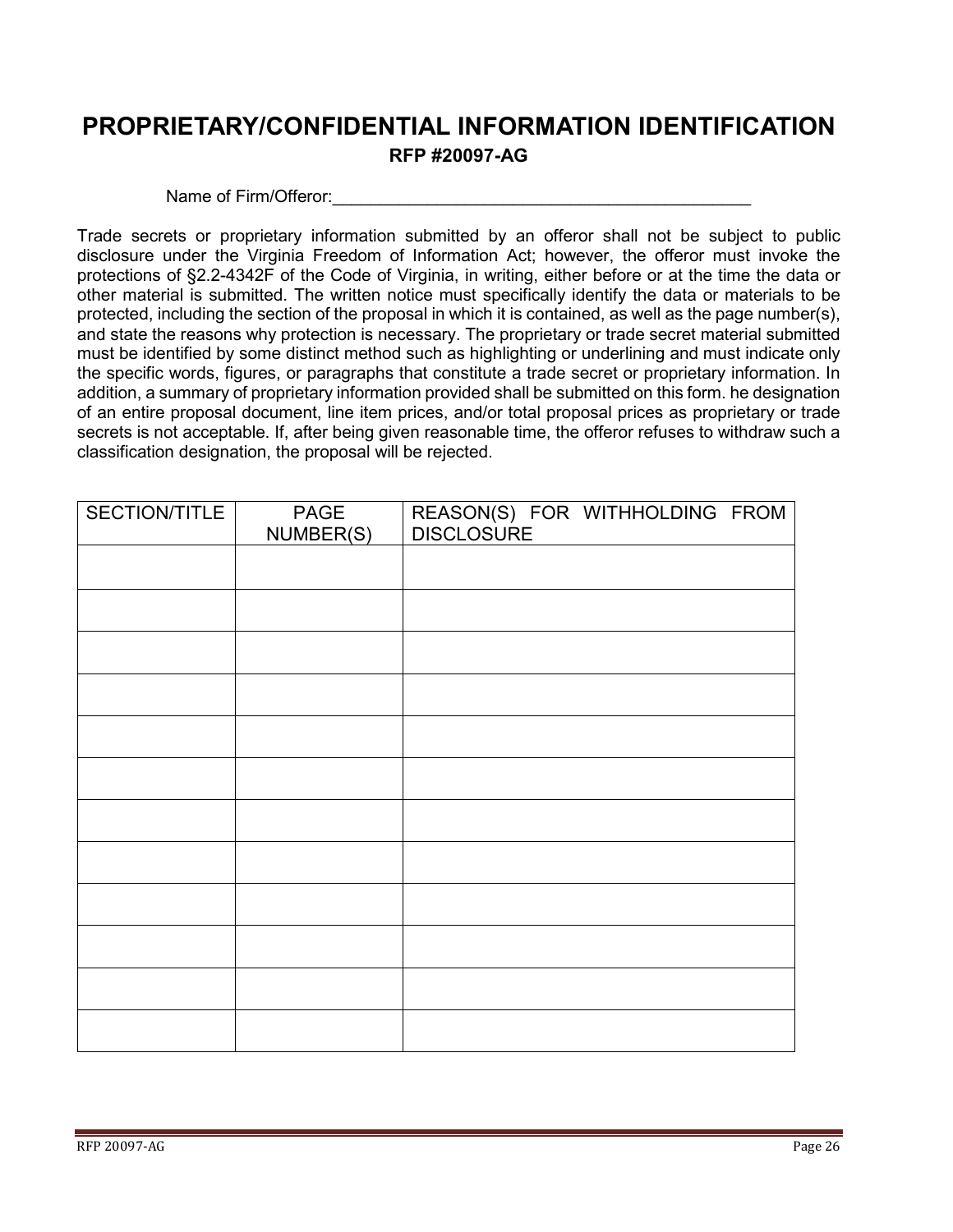# PROPRIETARY/CONFIDENTIAL INFORMATION IDENTIFICATION

**RFP #20097-AG**

Name of Firm/Offeror:_____________________________________________

Trade secrets or proprietary information submitted by an offeror shall not be subject to public disclosure under the Virginia Freedom of Information Act; however, the offeror must invoke the protections of §2.2-4342F of the Code of Virginia, in writing, either before or at the time the data or other material is submitted. The written notice must specifically identify the data or materials to be protected, including the section of the proposal in which it is contained, as well as the page number(s), and state the reasons why protection is necessary. The proprietary or trade secret material submitted must be identified by some distinct method such as highlighting or underlining and must indicate only the specific words, figures, or paragraphs that constitute a trade secret or proprietary information. In addition, a summary of proprietary information provided shall be submitted on this form. he designation of an entire proposal document, line item prices, and/or total proposal prices as proprietary or trade secrets is not acceptable. If, after being given reasonable time, the offeror refuses to withdraw such a classification designation, the proposal will be rejected.

| SECTION/TITLE | PAGE NUMBER(S) | REASON(S) FOR WITHHOLDING FROM DISCLOSURE |
|---|---|---|
| | | |
| | | |
| | | |
| | | |
| | | |
| | | |
| | | |
| | | |
| | | |
| | | |
| | | |
| | | |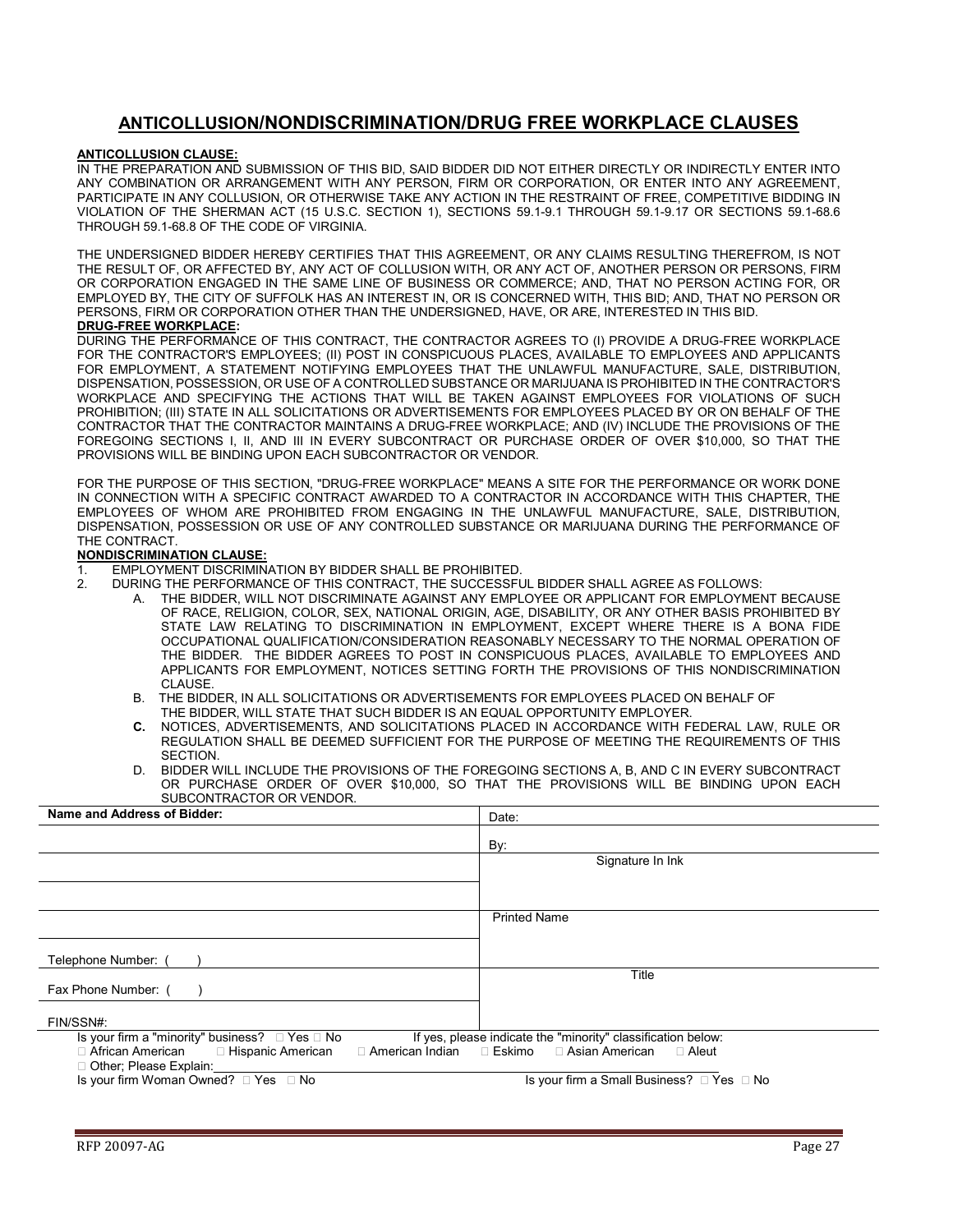# ANTICOLLUSION/NONDISCRIMINATION/DRUG FREE WORKPLACE CLAUSES

**ANTICOLLUSION CLAUSE:**

IN THE PREPARATION AND SUBMISSION OF THIS BID, SAID BIDDER DID NOT EITHER DIRECTLY OR INDIRECTLY ENTER INTO ANY COMBINATION OR ARRANGEMENT WITH ANY PERSON, FIRM OR CORPORATION, OR ENTER INTO ANY AGREEMENT, PARTICIPATE IN ANY COLLUSION, OR OTHERWISE TAKE ANY ACTION IN THE RESTRAINT OF FREE, COMPETITIVE BIDDING IN VIOLATION OF THE SHERMAN ACT (15 U.S.C. SECTION 1), SECTIONS 59.1-9.1 THROUGH 59.1-9.17 OR SECTIONS 59.1-68.6 THROUGH 59.1-68.8 OF THE CODE OF VIRGINIA.

THE UNDERSIGNED BIDDER HEREBY CERTIFIES THAT THIS AGREEMENT, OR ANY CLAIMS RESULTING THEREFROM, IS NOT THE RESULT OF, OR AFFECTED BY, ANY ACT OF COLLUSION WITH, OR ANY ACT OF, ANOTHER PERSON OR PERSONS, FIRM OR CORPORATION ENGAGED IN THE SAME LINE OF BUSINESS OR COMMERCE; AND, THAT NO PERSON ACTING FOR, OR EMPLOYED BY, THE CITY OF SUFFOLK HAS AN INTEREST IN, OR IS CONCERNED WITH, THIS BID; AND, THAT NO PERSON OR PERSONS, FIRM OR CORPORATION OTHER THAN THE UNDERSIGNED, HAVE, OR ARE, INTERESTED IN THIS BID.

**DRUG-FREE WORKPLACE:**

DURING THE PERFORMANCE OF THIS CONTRACT, THE CONTRACTOR AGREES TO (I) PROVIDE A DRUG-FREE WORKPLACE FOR THE CONTRACTOR'S EMPLOYEES; (II) POST IN CONSPICUOUS PLACES, AVAILABLE TO EMPLOYEES AND APPLICANTS FOR EMPLOYMENT, A STATEMENT NOTIFYING EMPLOYEES THAT THE UNLAWFUL MANUFACTURE, SALE, DISTRIBUTION, DISPENSATION, POSSESSION, OR USE OF A CONTROLLED SUBSTANCE OR MARIJUANA IS PROHIBITED IN THE CONTRACTOR'S WORKPLACE AND SPECIFYING THE ACTIONS THAT WILL BE TAKEN AGAINST EMPLOYEES FOR VIOLATIONS OF SUCH PROHIBITION; (III) STATE IN ALL SOLICITATIONS OR ADVERTISEMENTS FOR EMPLOYEES PLACED BY OR ON BEHALF OF THE CONTRACTOR THAT THE CONTRACTOR MAINTAINS A DRUG-FREE WORKPLACE; AND (IV) INCLUDE THE PROVISIONS OF THE FOREGOING SECTIONS I, II, AND III IN EVERY SUBCONTRACT OR PURCHASE ORDER OF OVER $10,000, SO THAT THE PROVISIONS WILL BE BINDING UPON EACH SUBCONTRACTOR OR VENDOR.

FOR THE PURPOSE OF THIS SECTION, "DRUG-FREE WORKPLACE" MEANS A SITE FOR THE PERFORMANCE OR WORK DONE IN CONNECTION WITH A SPECIFIC CONTRACT AWARDED TO A CONTRACTOR IN ACCORDANCE WITH THIS CHAPTER, THE EMPLOYEES OF WHOM ARE PROHIBITED FROM ENGAGING IN THE UNLAWFUL MANUFACTURE, SALE, DISTRIBUTION, DISPENSATION, POSSESSION OR USE OF ANY CONTROLLED SUBSTANCE OR MARIJUANA DURING THE PERFORMANCE OF THE CONTRACT.

**NONDISCRIMINATION CLAUSE:**

1. EMPLOYMENT DISCRIMINATION BY BIDDER SHALL BE PROHIBITED.
2. DURING THE PERFORMANCE OF THIS CONTRACT, THE SUCCESSFUL BIDDER SHALL AGREE AS FOLLOWS:
   - A. THE BIDDER, WILL NOT DISCRIMINATE AGAINST ANY EMPLOYEE OR APPLICANT FOR EMPLOYMENT BECAUSE OF RACE, RELIGION, COLOR, SEX, NATIONAL ORIGIN, AGE, DISABILITY, OR ANY OTHER BASIS PROHIBITED BY STATE LAW RELATING TO DISCRIMINATION IN EMPLOYMENT, EXCEPT WHERE THERE IS A BONA FIDE OCCUPATIONAL QUALIFICATION/CONSIDERATION REASONABLY NECESSARY TO THE NORMAL OPERATION OF THE BIDDER. THE BIDDER AGREES TO POST IN CONSPICUOUS PLACES, AVAILABLE TO EMPLOYEES AND APPLICANTS FOR EMPLOYMENT, NOTICES SETTING FORTH THE PROVISIONS OF THIS NONDISCRIMINATION CLAUSE.
   - B. THE BIDDER, IN ALL SOLICITATIONS OR ADVERTISEMENTS FOR EMPLOYEES PLACED ON BEHALF OF THE BIDDER, WILL STATE THAT SUCH BIDDER IS AN EQUAL OPPORTUNITY EMPLOYER.
   - **C.** NOTICES, ADVERTISEMENTS, AND SOLICITATIONS PLACED IN ACCORDANCE WITH FEDERAL LAW, RULE OR REGULATION SHALL BE DEEMED SUFFICIENT FOR THE PURPOSE OF MEETING THE REQUIREMENTS OF THIS SECTION.
   - D. BIDDER WILL INCLUDE THE PROVISIONS OF THE FOREGOING SECTIONS A, B, AND C IN EVERY SUBCONTRACT OR PURCHASE ORDER OF OVER $10,000, SO THAT THE PROVISIONS WILL BE BINDING UPON EACH SUBCONTRACTOR OR VENDOR.

| **Name and Address of Bidder:** | Date: |
|---|---|
| | By: |
| | Signature In Ink |
| | |
| | Printed Name |
| Telephone Number: (    ) | |
| Fax Phone Number: (    ) | Title |
| FIN/SSN#: | |

Is your firm a "minority" business? ☐ Yes ☐ No    If yes, please indicate the "minority" classification below:

☐ African American ☐ Hispanic American ☐ American Indian ☐ Eskimo ☐ Asian American ☐ Aleut

☐ Other; Please Explain:\_\_\_\_\_\_\_\_\_\_\_\_\_\_\_\_\_\_\_\_

Is your firm Woman Owned? ☐ Yes ☐ No    Is your firm a Small Business? ☐ Yes ☐ No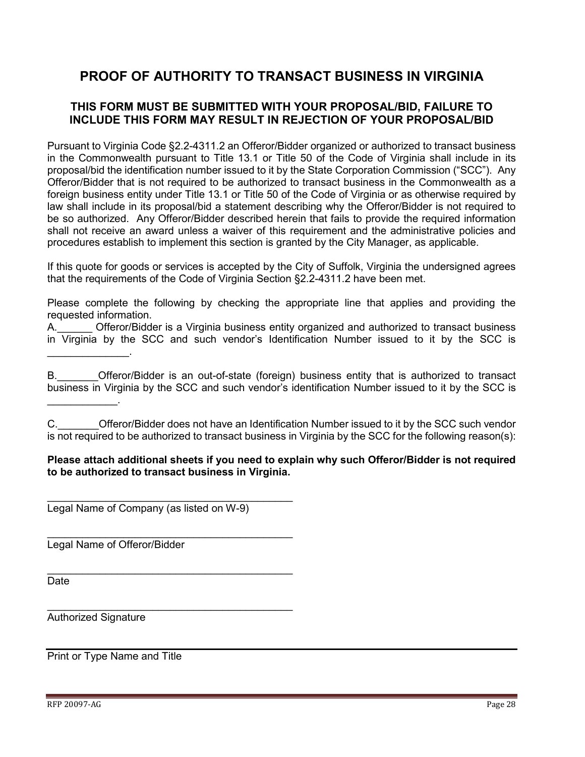# PROOF OF AUTHORITY TO TRANSACT BUSINESS IN VIRGINIA

### THIS FORM MUST BE SUBMITTED WITH YOUR PROPOSAL/BID, FAILURE TO INCLUDE THIS FORM MAY RESULT IN REJECTION OF YOUR PROPOSAL/BID

Pursuant to Virginia Code §2.2-4311.2 an Offeror/Bidder organized or authorized to transact business in the Commonwealth pursuant to Title 13.1 or Title 50 of the Code of Virginia shall include in its proposal/bid the identification number issued to it by the State Corporation Commission ("SCC"). Any Offeror/Bidder that is not required to be authorized to transact business in the Commonwealth as a foreign business entity under Title 13.1 or Title 50 of the Code of Virginia or as otherwise required by law shall include in its proposal/bid a statement describing why the Offeror/Bidder is not required to be so authorized. Any Offeror/Bidder described herein that fails to provide the required information shall not receive an award unless a waiver of this requirement and the administrative policies and procedures establish to implement this section is granted by the City Manager, as applicable.

If this quote for goods or services is accepted by the City of Suffolk, Virginia the undersigned agrees that the requirements of the Code of Virginia Section §2.2-4311.2 have been met.

Please complete the following by checking the appropriate line that applies and providing the requested information.

A.______ Offeror/Bidder is a Virginia business entity organized and authorized to transact business in Virginia by the SCC and such vendor's Identification Number issued to it by the SCC is ______________.

B._______Offeror/Bidder is an out-of-state (foreign) business entity that is authorized to transact business in Virginia by the SCC and such vendor's identification Number issued to it by the SCC is ____________.

C._______Offeror/Bidder does not have an Identification Number issued to it by the SCC such vendor is not required to be authorized to transact business in Virginia by the SCC for the following reason(s):

**Please attach additional sheets if you need to explain why such Offeror/Bidder is not required to be authorized to transact business in Virginia.**

____________________________________________
Legal Name of Company (as listed on W-9)

____________________________________________
Legal Name of Offeror/Bidder

____________________________________________
Date

____________________________________________
Authorized Signature

____________________________________________
Print or Type Name and Title